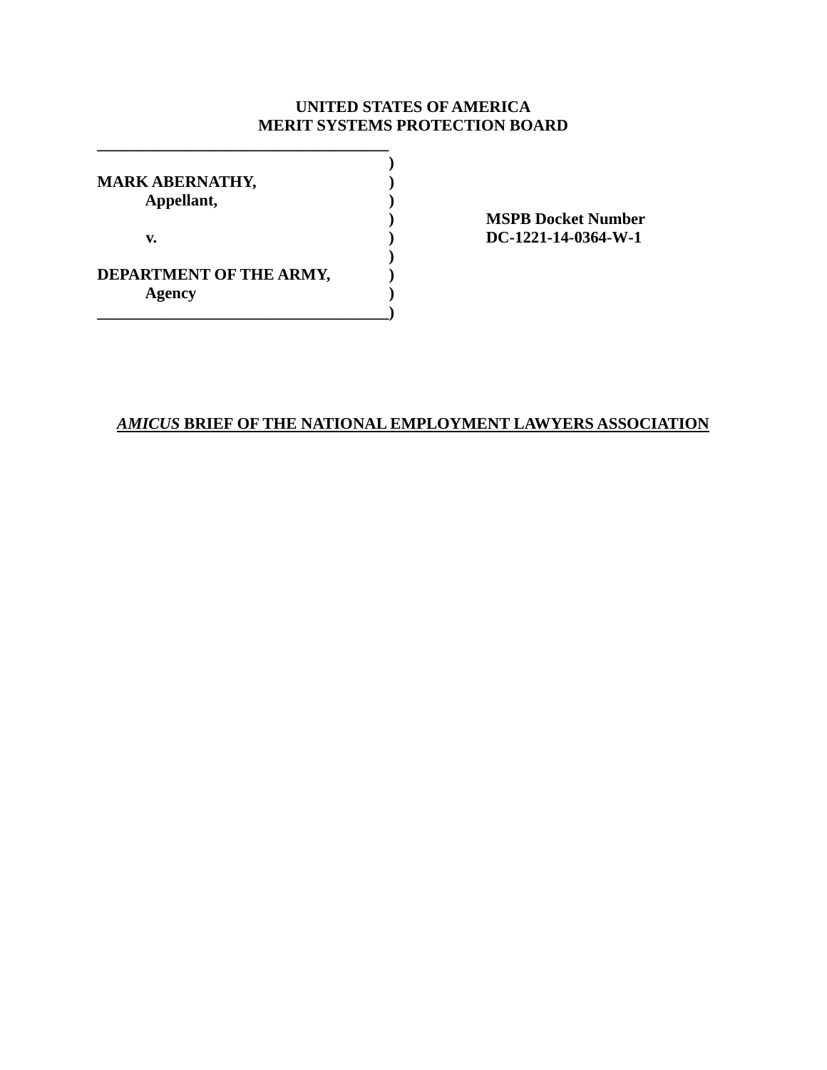**UNITED STATES OF AMERICA**
**MERIT SYSTEMS PROTECTION BOARD**

| | | |
|---|---|---|
| **MARK ABERNATHY,** | ) | |
| **Appellant,** | ) | |
| | ) | **MSPB Docket Number** |
| **v.** | ) | **DC-1221-14-0364-W-1** |
| | ) | |
| **DEPARTMENT OF THE ARMY,** | ) | |
| **Agency** | ) | |

***AMICUS* BRIEF OF THE NATIONAL EMPLOYMENT LAWYERS ASSOCIATION**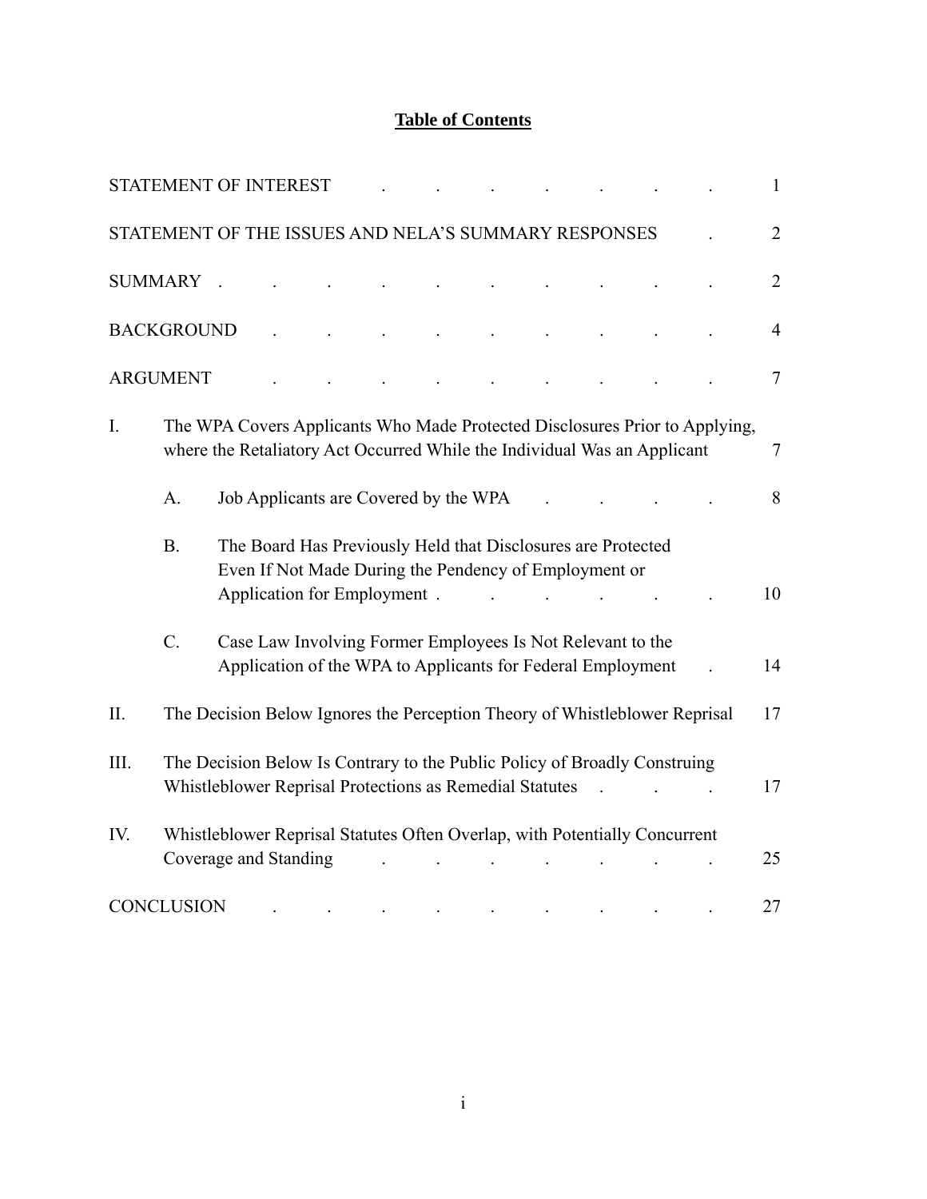# Table of Contents

STATEMENT OF INTEREST . . . . . . . 1

STATEMENT OF THE ISSUES AND NELA'S SUMMARY RESPONSES . 2

SUMMARY . . . . . . . . . . . 2

BACKGROUND . . . . . . . . . . 4

ARGUMENT . . . . . . . . . . 7

I. The WPA Covers Applicants Who Made Protected Disclosures Prior to Applying, where the Retaliatory Act Occurred While the Individual Was an Applicant 7

   A. Job Applicants are Covered by the WPA . . . . . 8

   B. The Board Has Previously Held that Disclosures are Protected Even If Not Made During the Pendency of Employment or Application for Employment . . . . . . . 10

   C. Case Law Involving Former Employees Is Not Relevant to the Application of the WPA to Applicants for Federal Employment . 14

II. The Decision Below Ignores the Perception Theory of Whistleblower Reprisal 17

III. The Decision Below Is Contrary to the Public Policy of Broadly Construing Whistleblower Reprisal Protections as Remedial Statutes . . . 17

IV. Whistleblower Reprisal Statutes Often Overlap, with Potentially Concurrent Coverage and Standing . . . . . . . 25

CONCLUSION . . . . . . . . . 27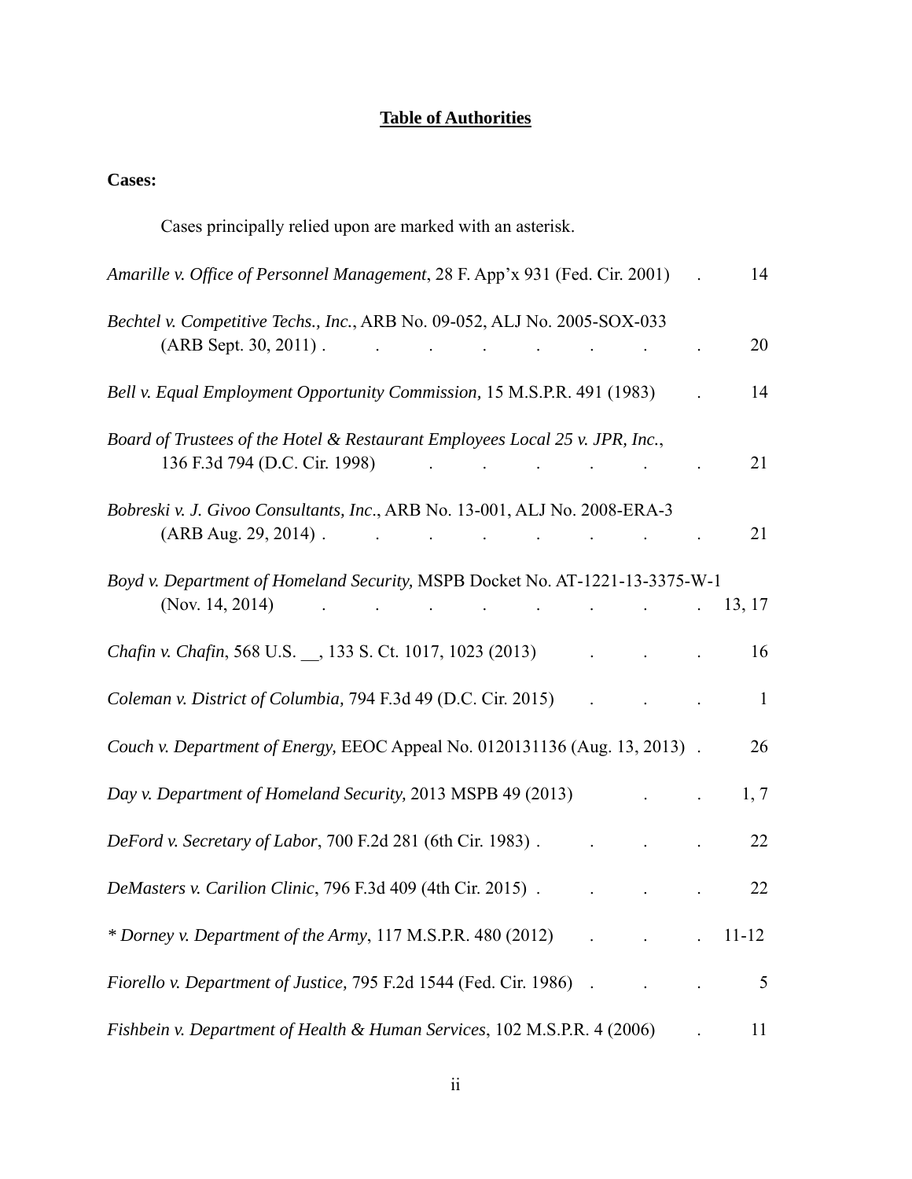## **Table of Authorities**

**Cases:**

Cases principally relied upon are marked with an asterisk.

*Amarille v. Office of Personnel Management*, 28 F. App'x 931 (Fed. Cir. 2001) . 14

*Bechtel v. Competitive Techs., Inc.*, ARB No. 09-052, ALJ No. 2005-SOX-033 (ARB Sept. 30, 2011) . . . . . . . . . 20

*Bell v. Equal Employment Opportunity Commission,* 15 M.S.P.R. 491 (1983) . 14

*Board of Trustees of the Hotel & Restaurant Employees Local 25 v. JPR, Inc.*, 136 F.3d 794 (D.C. Cir. 1998) . . . . . . 21

*Bobreski v. J. Givoo Consultants, Inc.*, ARB No. 13-001, ALJ No. 2008-ERA-3 (ARB Aug. 29, 2014) . . . . . . . . . 21

*Boyd v. Department of Homeland Security,* MSPB Docket No. AT-1221-13-3375-W-1 (Nov. 14, 2014) . . . . . . . . . 13, 17

*Chafin v. Chafin*, 568 U.S. __, 133 S. Ct. 1017, 1023 (2013) . . . 16

*Coleman v. District of Columbia,* 794 F.3d 49 (D.C. Cir. 2015) . . . 1

*Couch v. Department of Energy,* EEOC Appeal No. 0120131136 (Aug. 13, 2013) . 26

*Day v. Department of Homeland Security,* 2013 MSPB 49 (2013) . . 1, 7

*DeFord v. Secretary of Labor*, 700 F.2d 281 (6th Cir. 1983) . . . . 22

*DeMasters v. Carilion Clinic*, 796 F.3d 409 (4th Cir. 2015) . . . . 22

*\* Dorney v. Department of the Army*, 117 M.S.P.R. 480 (2012) . . . 11-12

*Fiorello v. Department of Justice,* 795 F.2d 1544 (Fed. Cir. 1986) . . . 5

*Fishbein v. Department of Health & Human Services*, 102 M.S.P.R. 4 (2006) . 11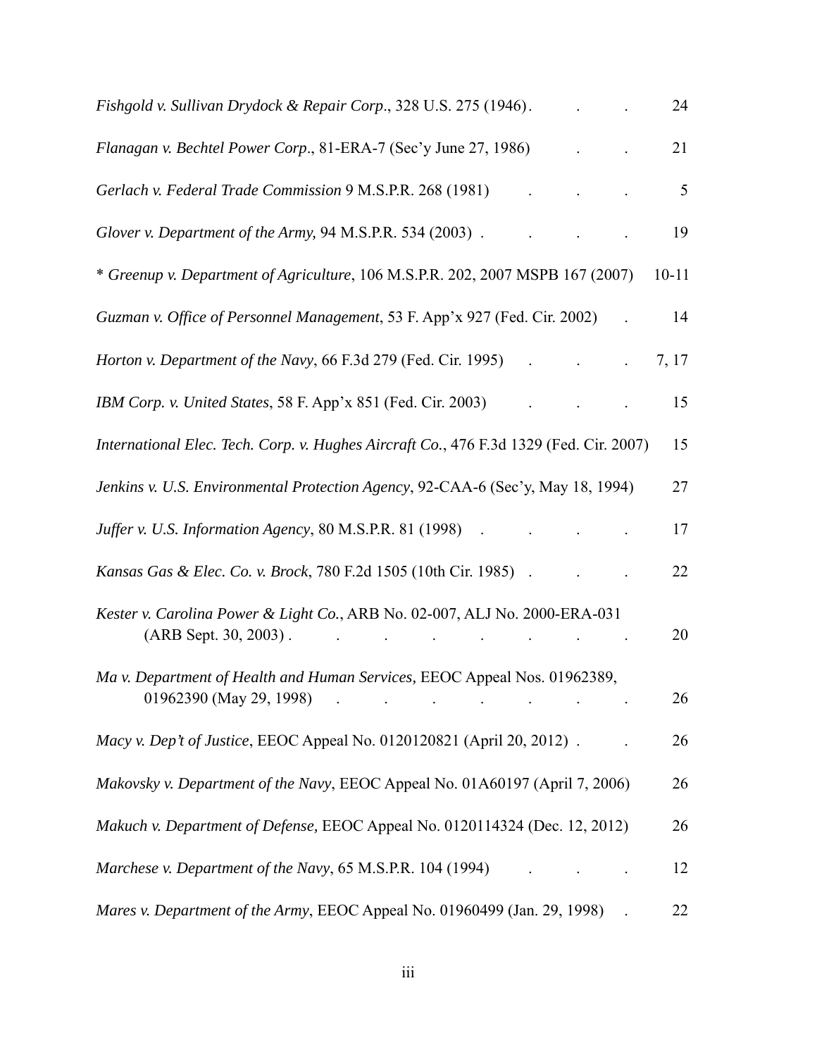*Fishgold v. Sullivan Drydock & Repair Corp*., 328 U.S. 275 (1946) . . . 24

*Flanagan v. Bechtel Power Corp*., 81-ERA-7 (Sec'y June 27, 1986) . . 21

*Gerlach v. Federal Trade Commission* 9 M.S.P.R. 268 (1981) . . . 5

*Glover v. Department of the Army,* 94 M.S.P.R. 534 (2003) . . . . 19

* *Greenup v. Department of Agriculture*, 106 M.S.P.R. 202, 2007 MSPB 167 (2007) 10-11

*Guzman v. Office of Personnel Management*, 53 F. App'x 927 (Fed. Cir. 2002) . 14

*Horton v. Department of the Navy*, 66 F.3d 279 (Fed. Cir. 1995) . . . 7, 17

*IBM Corp. v. United States*, 58 F. App'x 851 (Fed. Cir. 2003) . . . 15

*International Elec. Tech. Corp. v. Hughes Aircraft Co.*, 476 F.3d 1329 (Fed. Cir. 2007) 15

*Jenkins v. U.S. Environmental Protection Agency*, 92-CAA-6 (Sec'y, May 18, 1994) 27

*Juffer v. U.S. Information Agency*, 80 M.S.P.R. 81 (1998) . . . . 17

*Kansas Gas & Elec. Co. v. Brock*, 780 F.2d 1505 (10th Cir. 1985) . . . 22

*Kester v. Carolina Power & Light Co.*, ARB No. 02-007, ALJ No. 2000-ERA-031 (ARB Sept. 30, 2003) . . . . . . . . 20

*Ma v. Department of Health and Human Services,* EEOC Appeal Nos. 01962389, 01962390 (May 29, 1998) . . . . . . . 26

*Macy v. Dep't of Justice*, EEOC Appeal No. 0120120821 (April 20, 2012) . . 26

*Makovsky v. Department of the Navy*, EEOC Appeal No. 01A60197 (April 7, 2006) 26

*Makuch v. Department of Defense,* EEOC Appeal No. 0120114324 (Dec. 12, 2012) 26

*Marchese v. Department of the Navy*, 65 M.S.P.R. 104 (1994) . . . 12

*Mares v. Department of the Army*, EEOC Appeal No. 01960499 (Jan. 29, 1998) . 22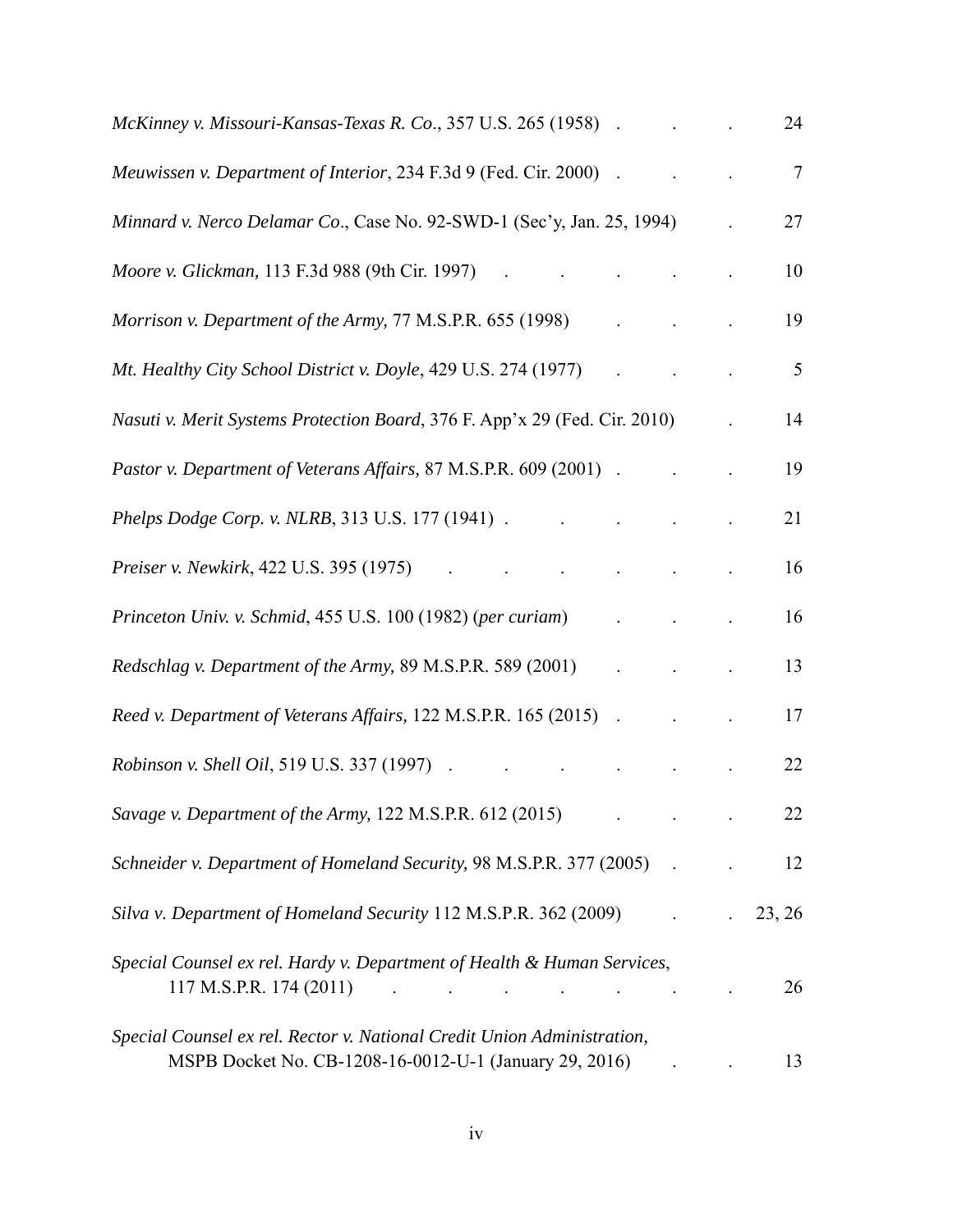*McKinney v. Missouri-Kansas-Texas R. Co*., 357 U.S. 265 (1958) . . . . 24

*Meuwissen v. Department of Interior*, 234 F.3d 9 (Fed. Cir. 2000) . . . . 7

*Minnard v. Nerco Delamar Co*., Case No. 92-SWD-1 (Sec'y, Jan. 25, 1994) . 27

*Moore v. Glickman,* 113 F.3d 988 (9th Cir. 1997) . . . . . . 10

*Morrison v. Department of the Army,* 77 M.S.P.R. 655 (1998) . . . 19

*Mt. Healthy City School District v. Doyle*, 429 U.S. 274 (1977) . . . 5

*Nasuti v. Merit Systems Protection Board*, 376 F. App'x 29 (Fed. Cir. 2010) . 14

*Pastor v. Department of Veterans Affairs,* 87 M.S.P.R. 609 (2001) . . . 19

*Phelps Dodge Corp. v. NLRB*, 313 U.S. 177 (1941) . . . . . . 21

*Preiser v. Newkirk*, 422 U.S. 395 (1975) . . . . . . . 16

*Princeton Univ. v. Schmid*, 455 U.S. 100 (1982) (*per curiam*) . . . 16

*Redschlag v. Department of the Army,* 89 M.S.P.R. 589 (2001) . . . 13

*Reed v. Department of Veterans Affairs,* 122 M.S.P.R. 165 (2015) . . . 17

*Robinson v. Shell Oil*, 519 U.S. 337 (1997) . . . . . . . 22

*Savage v. Department of the Army,* 122 M.S.P.R. 612 (2015) . . . 22

*Schneider v. Department of Homeland Security,* 98 M.S.P.R. 377 (2005) . . 12

*Silva v. Department of Homeland Security* 112 M.S.P.R. 362 (2009) . . 23, 26

*Special Counsel ex rel. Hardy v. Department of Health & Human Services*, 117 M.S.P.R. 174 (2011) . . . . . . . 26

*Special Counsel ex rel. Rector v. National Credit Union Administration,* MSPB Docket No. CB-1208-16-0012-U-1 (January 29, 2016) . . 13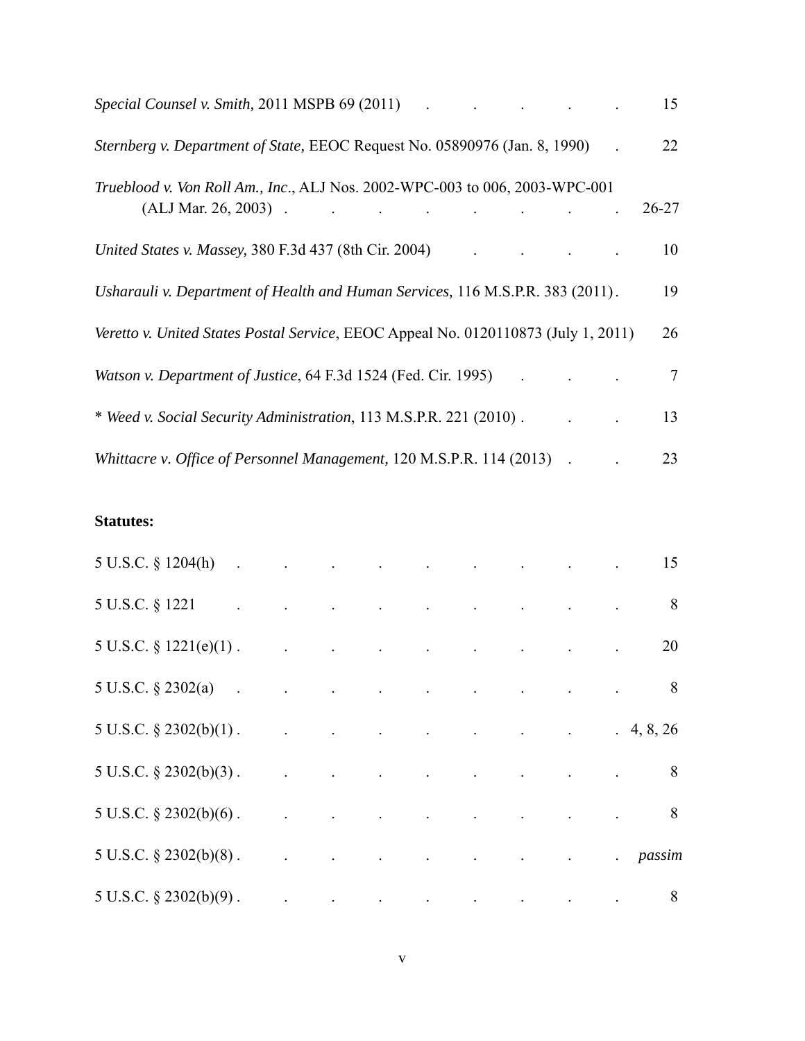*Special Counsel v. Smith,* 2011 MSPB 69 (2011) . . . . . 15

*Sternberg v. Department of State*, EEOC Request No. 05890976 (Jan. 8, 1990) . 22

*Trueblood v. Von Roll Am., Inc*., ALJ Nos. 2002-WPC-003 to 006, 2003-WPC-001 (ALJ Mar. 26, 2003) . . . . . . . . . 26-27

*United States v. Massey,* 380 F.3d 437 (8th Cir. 2004) . . . . 10

*Usharauli v. Department of Health and Human Services,* 116 M.S.P.R. 383 (2011) . 19

*Veretto v. United States Postal Service*, EEOC Appeal No. 0120110873 (July 1, 2011) 26

*Watson v. Department of Justice*, 64 F.3d 1524 (Fed. Cir. 1995) . . . 7

\* *Weed v. Social Security Administration*, 113 M.S.P.R. 221 (2010) . . . 13

*Whittacre v. Office of Personnel Management,* 120 M.S.P.R. 114 (2013) . . 23

**Statutes:**

5 U.S.C. § 1204(h) . . . . . . . . . . 15

5 U.S.C. § 1221 . . . . . . . . . . 8

5 U.S.C. § 1221(e)(1) . . . . . . . . . 20

5 U.S.C. § 2302(a) . . . . . . . . . . 8

5 U.S.C. § 2302(b)(1) . . . . . . . . . 4, 8, 26

5 U.S.C. § 2302(b)(3) . . . . . . . . . 8

5 U.S.C. § 2302(b)(6) . . . . . . . . . 8

5 U.S.C. § 2302(b)(8) . . . . . . . . . *passim*

5 U.S.C. § 2302(b)(9) . . . . . . . . . 8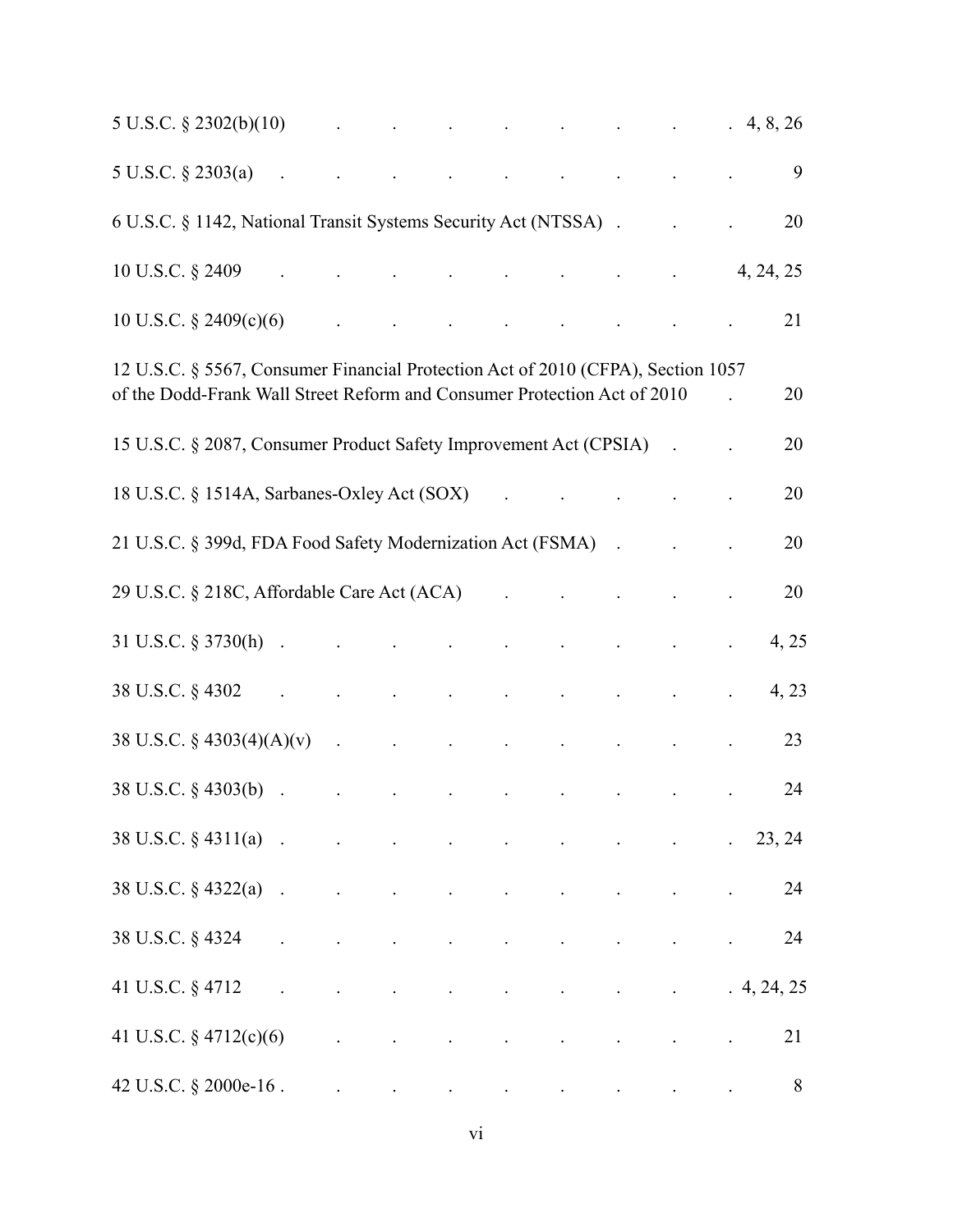5 U.S.C. § 2302(b)(10) . . . . . . . . 4, 8, 26

5 U.S.C. § 2303(a) . . . . . . . . . 9

6 U.S.C. § 1142, National Transit Systems Security Act (NTSSA) . . . 20

10 U.S.C. § 2409 . . . . . . . . 4, 24, 25

10 U.S.C. § 2409(c)(6) . . . . . . . . . 21

12 U.S.C. § 5567, Consumer Financial Protection Act of 2010 (CFPA), Section 1057 of the Dodd-Frank Wall Street Reform and Consumer Protection Act of 2010 . 20

15 U.S.C. § 2087, Consumer Product Safety Improvement Act (CPSIA) . . 20

18 U.S.C. § 1514A, Sarbanes-Oxley Act (SOX) . . . . . . 20

21 U.S.C. § 399d, FDA Food Safety Modernization Act (FSMA) . . . 20

29 U.S.C. § 218C, Affordable Care Act (ACA) . . . . . . 20

31 U.S.C. § 3730(h) . . . . . . . . . . 4, 25

38 U.S.C. § 4302 . . . . . . . . . . 4, 23

38 U.S.C. § 4303(4)(A)(v) . . . . . . . . . 23

38 U.S.C. § 4303(b) . . . . . . . . . . 24

38 U.S.C. § 4311(a) . . . . . . . . . . 23, 24

38 U.S.C. § 4322(a) . . . . . . . . . . 24

38 U.S.C. § 4324 . . . . . . . . . . 24

41 U.S.C. § 4712 . . . . . . . . . 4, 24, 25

41 U.S.C. § 4712(c)(6) . . . . . . . . . 21

42 U.S.C. § 2000e-16 . . . . . . . . . . 8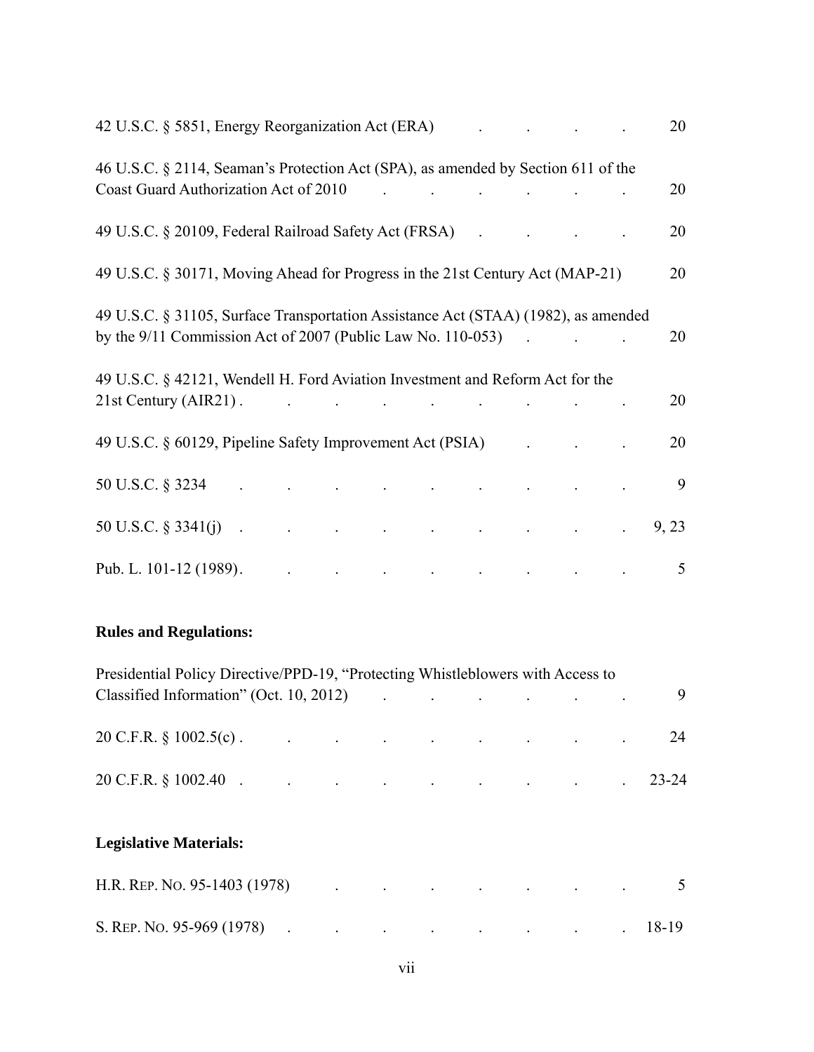42 U.S.C. § 5851, Energy Reorganization Act (ERA) . . . . . 20

46 U.S.C. § 2114, Seaman's Protection Act (SPA), as amended by Section 611 of the Coast Guard Authorization Act of 2010 . . . . . . . 20

49 U.S.C. § 20109, Federal Railroad Safety Act (FRSA) . . . . . 20

49 U.S.C. § 30171, Moving Ahead for Progress in the 21st Century Act (MAP-21) 20

49 U.S.C. § 31105, Surface Transportation Assistance Act (STAA) (1982), as amended by the 9/11 Commission Act of 2007 (Public Law No. 110-053) . . . 20

49 U.S.C. § 42121, Wendell H. Ford Aviation Investment and Reform Act for the 21st Century (AIR21) . . . . . . . . . 20

49 U.S.C. § 60129, Pipeline Safety Improvement Act (PSIA) . . . . 20

50 U.S.C. § 3234 . . . . . . . . . . 9

50 U.S.C. § 3341(j) . . . . . . . . . . 9, 23

Pub. L. 101-12 (1989). . . . . . . . . . 5

**Rules and Regulations:**

Presidential Policy Directive/PPD-19, "Protecting Whistleblowers with Access to Classified Information" (Oct. 10, 2012) . . . . . . . 9

20 C.F.R. § 1002.5(c) . . . . . . . . . 24

20 C.F.R. § 1002.40 . . . . . . . . . 23-24

**Legislative Materials:**

H.R. REP. NO. 95-1403 (1978) . . . . . . . . 5

S. REP. NO. 95-969 (1978) . . . . . . . . 18-19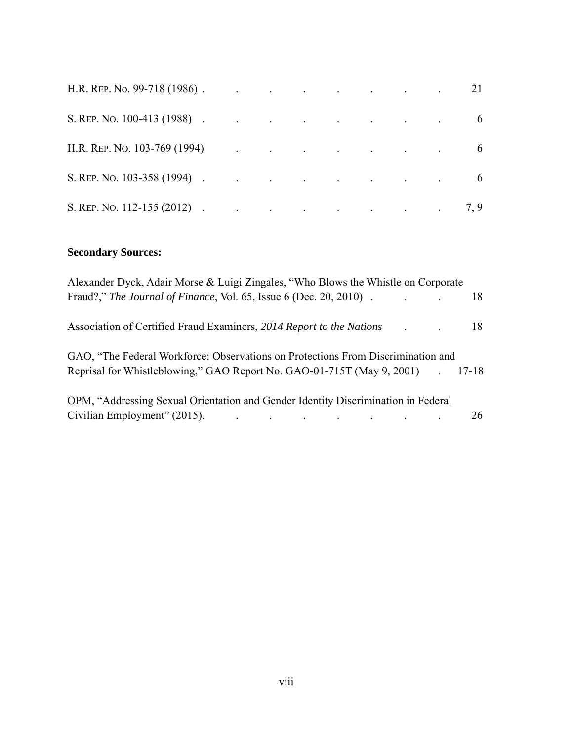H.R. REP. No. 99-718 (1986) . . . . . . . . . 21

S. REP. NO. 100-413 (1988) . . . . . . . . . 6

H.R. REP. NO. 103-769 (1994) . . . . . . . . 6

S. REP. NO. 103-358 (1994) . . . . . . . . . 6

S. REP. NO. 112-155 (2012) . . . . . . . . . 7, 9

**Secondary Sources:**

Alexander Dyck, Adair Morse & Luigi Zingales, "Who Blows the Whistle on Corporate Fraud?," *The Journal of Finance*, Vol. 65, Issue 6 (Dec. 20, 2010) . . . . 18

Association of Certified Fraud Examiners, *2014 Report to the Nations* . . . 18

GAO, "The Federal Workforce: Observations on Protections From Discrimination and Reprisal for Whistleblowing," GAO Report No. GAO-01-715T (May 9, 2001) . 17-18

OPM, "Addressing Sexual Orientation and Gender Identity Discrimination in Federal Civilian Employment" (2015). . . . . . . . . 26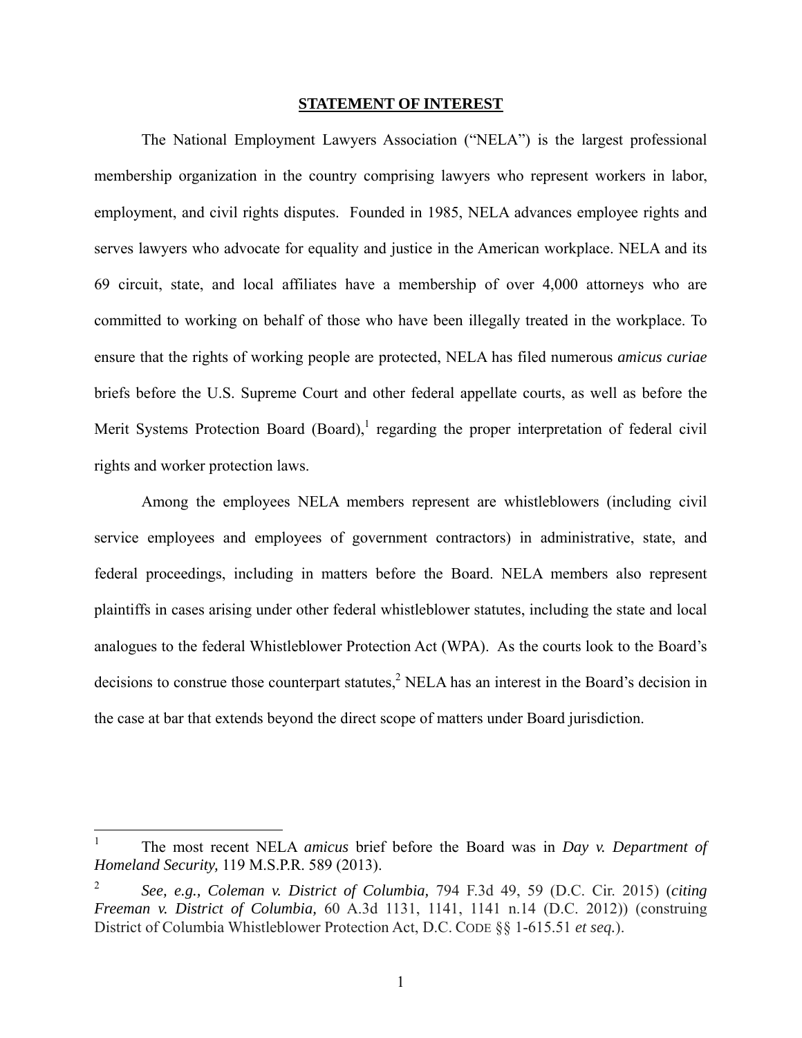## STATEMENT OF INTEREST

The National Employment Lawyers Association ("NELA") is the largest professional membership organization in the country comprising lawyers who represent workers in labor, employment, and civil rights disputes. Founded in 1985, NELA advances employee rights and serves lawyers who advocate for equality and justice in the American workplace. NELA and its 69 circuit, state, and local affiliates have a membership of over 4,000 attorneys who are committed to working on behalf of those who have been illegally treated in the workplace. To ensure that the rights of working people are protected, NELA has filed numerous *amicus curiae* briefs before the U.S. Supreme Court and other federal appellate courts, as well as before the Merit Systems Protection Board (Board),[1] regarding the proper interpretation of federal civil rights and worker protection laws.

Among the employees NELA members represent are whistleblowers (including civil service employees and employees of government contractors) in administrative, state, and federal proceedings, including in matters before the Board. NELA members also represent plaintiffs in cases arising under other federal whistleblower statutes, including the state and local analogues to the federal Whistleblower Protection Act (WPA). As the courts look to the Board's decisions to construe those counterpart statutes,[2] NELA has an interest in the Board's decision in the case at bar that extends beyond the direct scope of matters under Board jurisdiction.

---

[1] The most recent NELA *amicus* brief before the Board was in *Day v. Department of Homeland Security,* 119 M.S.P.R. 589 (2013).

[2] *See, e.g., Coleman v. District of Columbia,* 794 F.3d 49, 59 (D.C. Cir. 2015) (*citing Freeman v. District of Columbia,* 60 A.3d 1131, 1141, 1141 n.14 (D.C. 2012)) (construing District of Columbia Whistleblower Protection Act, D.C. CODE §§ 1-615.51 *et seq.*).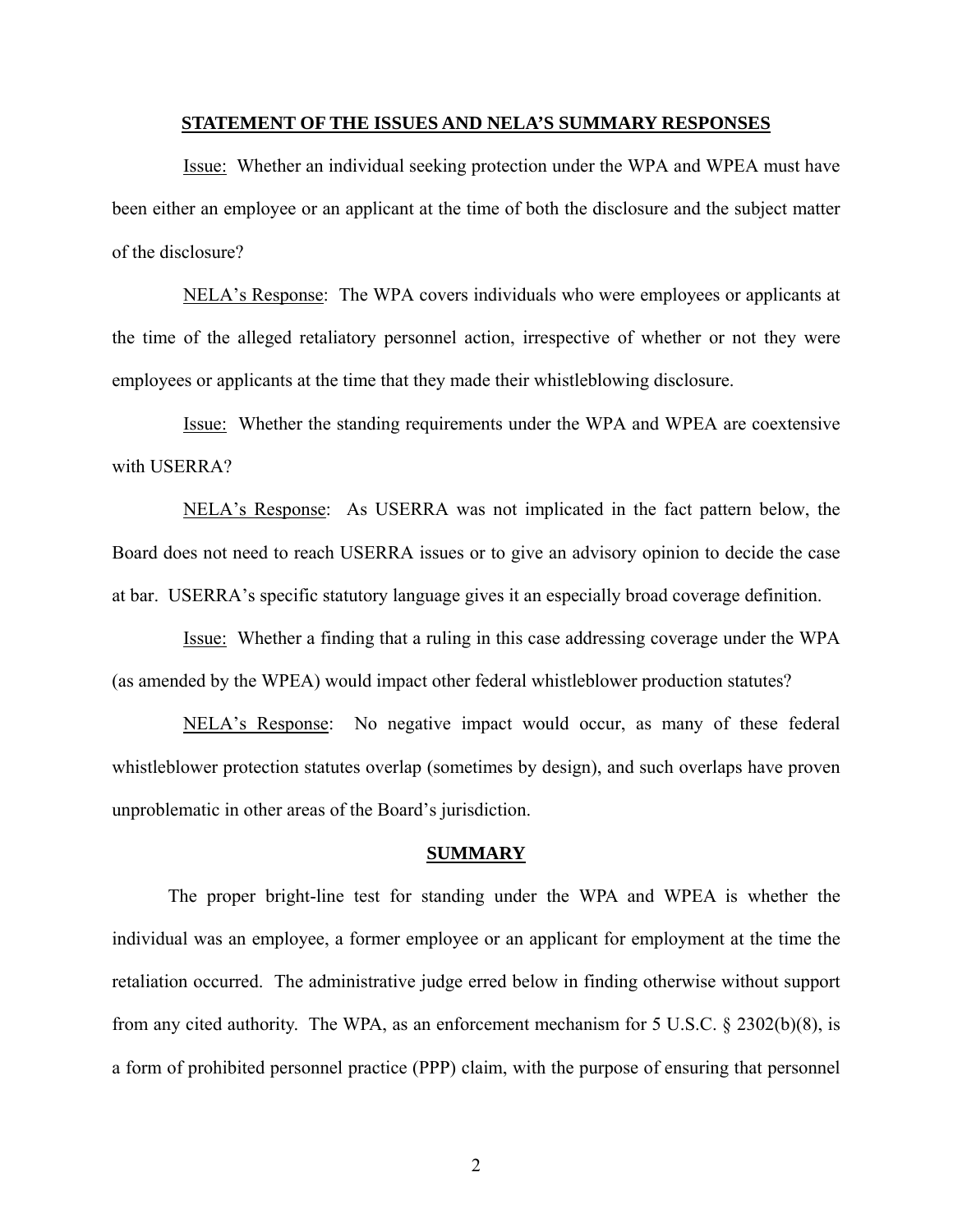## STATEMENT OF THE ISSUES AND NELA'S SUMMARY RESPONSES

Issue: Whether an individual seeking protection under the WPA and WPEA must have been either an employee or an applicant at the time of both the disclosure and the subject matter of the disclosure?

NELA's Response: The WPA covers individuals who were employees or applicants at the time of the alleged retaliatory personnel action, irrespective of whether or not they were employees or applicants at the time that they made their whistleblowing disclosure.

Issue: Whether the standing requirements under the WPA and WPEA are coextensive with USERRA?

NELA's Response: As USERRA was not implicated in the fact pattern below, the Board does not need to reach USERRA issues or to give an advisory opinion to decide the case at bar. USERRA's specific statutory language gives it an especially broad coverage definition.

Issue: Whether a finding that a ruling in this case addressing coverage under the WPA (as amended by the WPEA) would impact other federal whistleblower production statutes?

NELA's Response: No negative impact would occur, as many of these federal whistleblower protection statutes overlap (sometimes by design), and such overlaps have proven unproblematic in other areas of the Board's jurisdiction.

## SUMMARY

The proper bright-line test for standing under the WPA and WPEA is whether the individual was an employee, a former employee or an applicant for employment at the time the retaliation occurred. The administrative judge erred below in finding otherwise without support from any cited authority. The WPA, as an enforcement mechanism for 5 U.S.C. § 2302(b)(8), is a form of prohibited personnel practice (PPP) claim, with the purpose of ensuring that personnel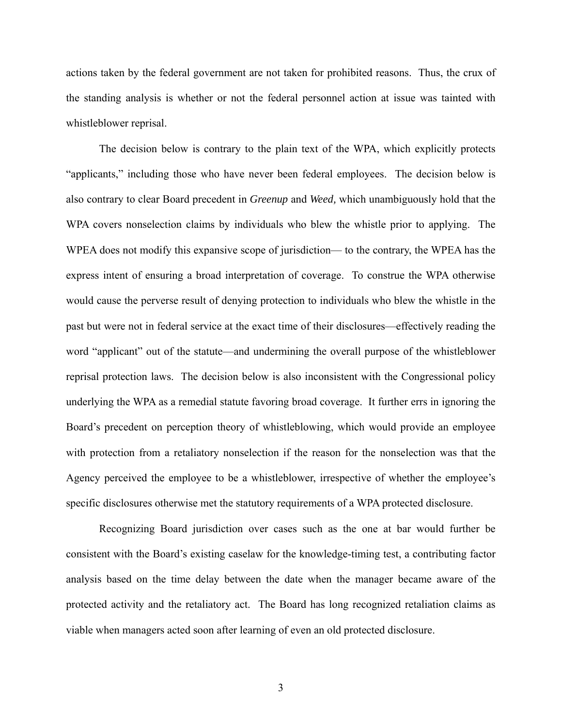actions taken by the federal government are not taken for prohibited reasons. Thus, the crux of the standing analysis is whether or not the federal personnel action at issue was tainted with whistleblower reprisal.

The decision below is contrary to the plain text of the WPA, which explicitly protects "applicants," including those who have never been federal employees. The decision below is also contrary to clear Board precedent in *Greenup* and *Weed,* which unambiguously hold that the WPA covers nonselection claims by individuals who blew the whistle prior to applying. The WPEA does not modify this expansive scope of jurisdiction— to the contrary, the WPEA has the express intent of ensuring a broad interpretation of coverage. To construe the WPA otherwise would cause the perverse result of denying protection to individuals who blew the whistle in the past but were not in federal service at the exact time of their disclosures—effectively reading the word "applicant" out of the statute—and undermining the overall purpose of the whistleblower reprisal protection laws. The decision below is also inconsistent with the Congressional policy underlying the WPA as a remedial statute favoring broad coverage. It further errs in ignoring the Board's precedent on perception theory of whistleblowing, which would provide an employee with protection from a retaliatory nonselection if the reason for the nonselection was that the Agency perceived the employee to be a whistleblower, irrespective of whether the employee's specific disclosures otherwise met the statutory requirements of a WPA protected disclosure.

Recognizing Board jurisdiction over cases such as the one at bar would further be consistent with the Board's existing caselaw for the knowledge-timing test, a contributing factor analysis based on the time delay between the date when the manager became aware of the protected activity and the retaliatory act. The Board has long recognized retaliation claims as viable when managers acted soon after learning of even an old protected disclosure.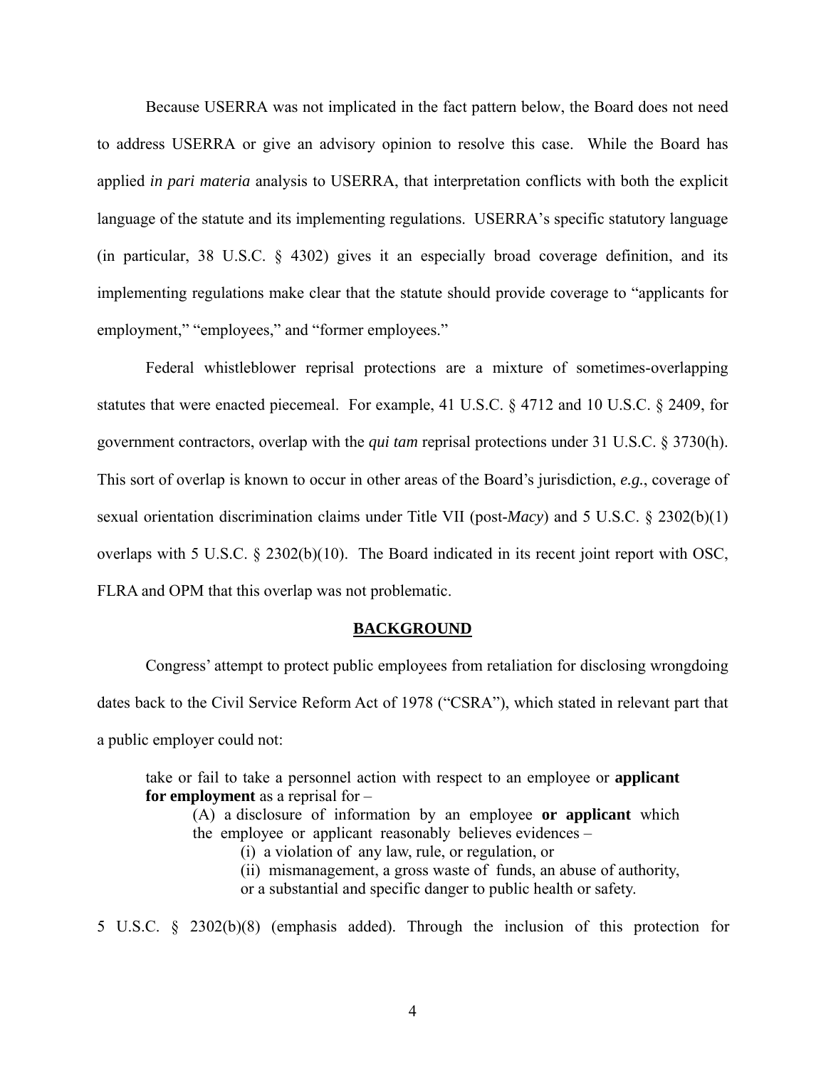Because USERRA was not implicated in the fact pattern below, the Board does not need to address USERRA or give an advisory opinion to resolve this case. While the Board has applied *in pari materia* analysis to USERRA, that interpretation conflicts with both the explicit language of the statute and its implementing regulations. USERRA's specific statutory language (in particular, 38 U.S.C. § 4302) gives it an especially broad coverage definition, and its implementing regulations make clear that the statute should provide coverage to "applicants for employment," "employees," and "former employees."

Federal whistleblower reprisal protections are a mixture of sometimes-overlapping statutes that were enacted piecemeal. For example, 41 U.S.C. § 4712 and 10 U.S.C. § 2409, for government contractors, overlap with the *qui tam* reprisal protections under 31 U.S.C. § 3730(h). This sort of overlap is known to occur in other areas of the Board's jurisdiction, *e.g.*, coverage of sexual orientation discrimination claims under Title VII (post-*Macy*) and 5 U.S.C. § 2302(b)(1) overlaps with 5 U.S.C. § 2302(b)(10). The Board indicated in its recent joint report with OSC, FLRA and OPM that this overlap was not problematic.

## BACKGROUND

Congress' attempt to protect public employees from retaliation for disclosing wrongdoing dates back to the Civil Service Reform Act of 1978 ("CSRA"), which stated in relevant part that a public employer could not:

> take or fail to take a personnel action with respect to an employee or **applicant for employment** as a reprisal for –
>
> (A) a disclosure of information by an employee **or applicant** which the employee or applicant reasonably believes evidences –
>
> (i) a violation of any law, rule, or regulation, or
>
> (ii) mismanagement, a gross waste of funds, an abuse of authority, or a substantial and specific danger to public health or safety.

5 U.S.C. § 2302(b)(8) (emphasis added). Through the inclusion of this protection for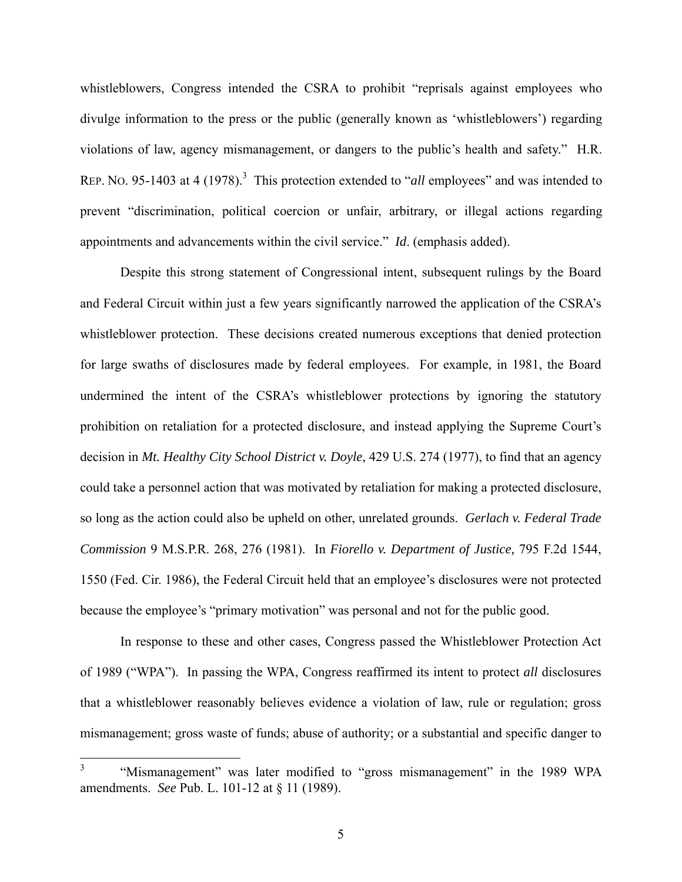whistleblowers, Congress intended the CSRA to prohibit "reprisals against employees who divulge information to the press or the public (generally known as 'whistleblowers') regarding violations of law, agency mismanagement, or dangers to the public's health and safety." H.R. REP. NO. 95-1403 at 4 (1978).[3] This protection extended to "*all* employees" and was intended to prevent "discrimination, political coercion or unfair, arbitrary, or illegal actions regarding appointments and advancements within the civil service." *Id*. (emphasis added).

Despite this strong statement of Congressional intent, subsequent rulings by the Board and Federal Circuit within just a few years significantly narrowed the application of the CSRA's whistleblower protection. These decisions created numerous exceptions that denied protection for large swaths of disclosures made by federal employees. For example, in 1981, the Board undermined the intent of the CSRA's whistleblower protections by ignoring the statutory prohibition on retaliation for a protected disclosure, and instead applying the Supreme Court's decision in *Mt. Healthy City School District v. Doyle*, 429 U.S. 274 (1977), to find that an agency could take a personnel action that was motivated by retaliation for making a protected disclosure, so long as the action could also be upheld on other, unrelated grounds. *Gerlach v. Federal Trade Commission* 9 M.S.P.R. 268, 276 (1981). In *Fiorello v. Department of Justice,* 795 F.2d 1544, 1550 (Fed. Cir. 1986), the Federal Circuit held that an employee's disclosures were not protected because the employee's "primary motivation" was personal and not for the public good.

In response to these and other cases, Congress passed the Whistleblower Protection Act of 1989 ("WPA"). In passing the WPA, Congress reaffirmed its intent to protect *all* disclosures that a whistleblower reasonably believes evidence a violation of law, rule or regulation; gross mismanagement; gross waste of funds; abuse of authority; or a substantial and specific danger to

---

[3] "Mismanagement" was later modified to "gross mismanagement" in the 1989 WPA amendments. *See* Pub. L. 101-12 at § 11 (1989).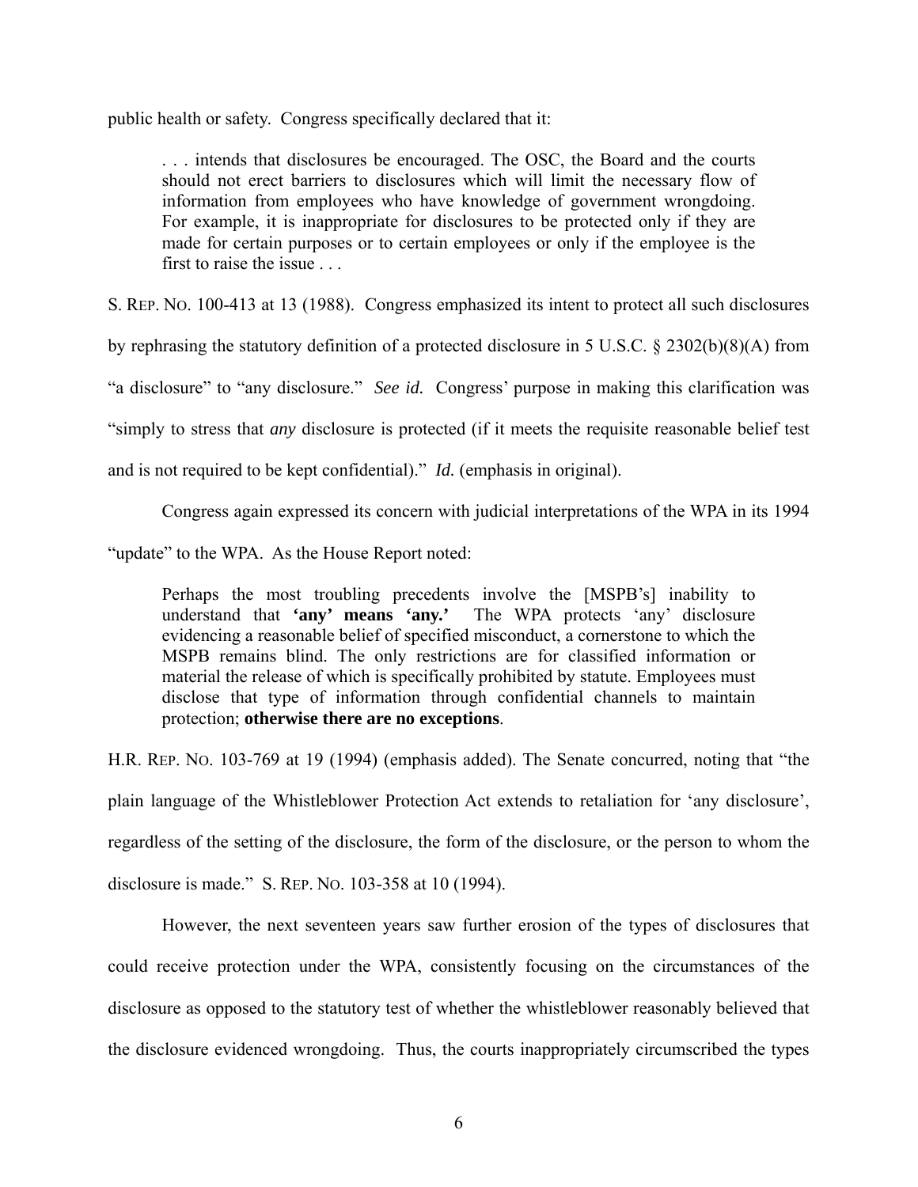public health or safety. Congress specifically declared that it:

> . . . intends that disclosures be encouraged. The OSC, the Board and the courts should not erect barriers to disclosures which will limit the necessary flow of information from employees who have knowledge of government wrongdoing. For example, it is inappropriate for disclosures to be protected only if they are made for certain purposes or to certain employees or only if the employee is the first to raise the issue . . .

S. REP. NO. 100-413 at 13 (1988). Congress emphasized its intent to protect all such disclosures by rephrasing the statutory definition of a protected disclosure in 5 U.S.C. § 2302(b)(8)(A) from "a disclosure" to "any disclosure." *See id.* Congress' purpose in making this clarification was "simply to stress that *any* disclosure is protected (if it meets the requisite reasonable belief test and is not required to be kept confidential)." *Id.* (emphasis in original).

Congress again expressed its concern with judicial interpretations of the WPA in its 1994 "update" to the WPA. As the House Report noted:

> Perhaps the most troubling precedents involve the [MSPB's] inability to understand that **'any' means 'any.'** The WPA protects 'any' disclosure evidencing a reasonable belief of specified misconduct, a cornerstone to which the MSPB remains blind. The only restrictions are for classified information or material the release of which is specifically prohibited by statute. Employees must disclose that type of information through confidential channels to maintain protection; **otherwise there are no exceptions**.

H.R. REP. NO. 103-769 at 19 (1994) (emphasis added). The Senate concurred, noting that "the plain language of the Whistleblower Protection Act extends to retaliation for 'any disclosure', regardless of the setting of the disclosure, the form of the disclosure, or the person to whom the disclosure is made." S. REP. NO. 103-358 at 10 (1994).

However, the next seventeen years saw further erosion of the types of disclosures that could receive protection under the WPA, consistently focusing on the circumstances of the disclosure as opposed to the statutory test of whether the whistleblower reasonably believed that the disclosure evidenced wrongdoing. Thus, the courts inappropriately circumscribed the types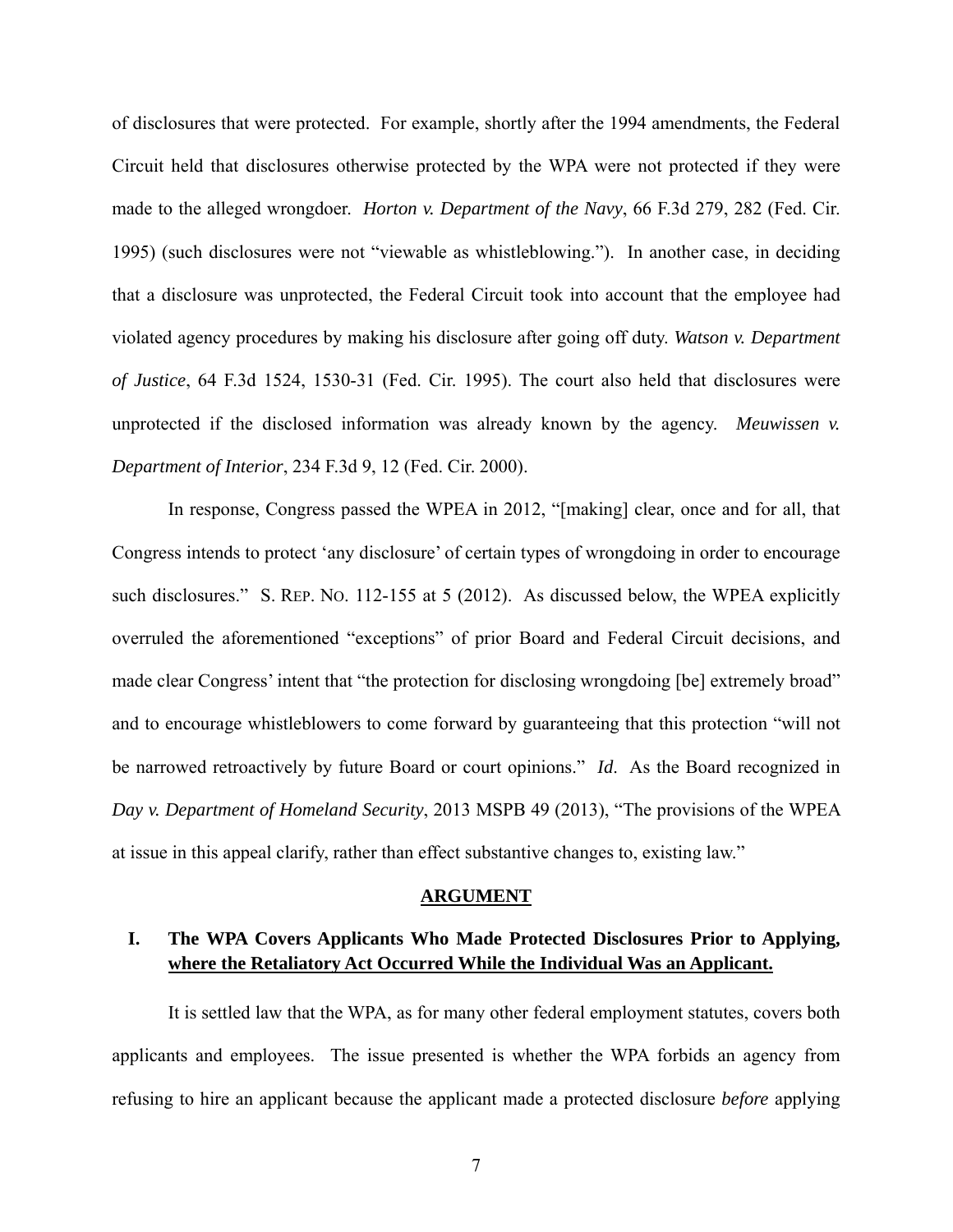of disclosures that were protected. For example, shortly after the 1994 amendments, the Federal Circuit held that disclosures otherwise protected by the WPA were not protected if they were made to the alleged wrongdoer. *Horton v. Department of the Navy*, 66 F.3d 279, 282 (Fed. Cir. 1995) (such disclosures were not "viewable as whistleblowing."). In another case, in deciding that a disclosure was unprotected, the Federal Circuit took into account that the employee had violated agency procedures by making his disclosure after going off duty. *Watson v. Department of Justice*, 64 F.3d 1524, 1530-31 (Fed. Cir. 1995). The court also held that disclosures were unprotected if the disclosed information was already known by the agency. *Meuwissen v. Department of Interior*, 234 F.3d 9, 12 (Fed. Cir. 2000).

In response, Congress passed the WPEA in 2012, "[making] clear, once and for all, that Congress intends to protect 'any disclosure' of certain types of wrongdoing in order to encourage such disclosures." S. REP. NO. 112-155 at 5 (2012). As discussed below, the WPEA explicitly overruled the aforementioned "exceptions" of prior Board and Federal Circuit decisions, and made clear Congress' intent that "the protection for disclosing wrongdoing [be] extremely broad" and to encourage whistleblowers to come forward by guaranteeing that this protection "will not be narrowed retroactively by future Board or court opinions." *Id*. As the Board recognized in *Day v. Department of Homeland Security*, 2013 MSPB 49 (2013), "The provisions of the WPEA at issue in this appeal clarify, rather than effect substantive changes to, existing law."

## ARGUMENT

### I. The WPA Covers Applicants Who Made Protected Disclosures Prior to Applying, where the Retaliatory Act Occurred While the Individual Was an Applicant.

It is settled law that the WPA, as for many other federal employment statutes, covers both applicants and employees. The issue presented is whether the WPA forbids an agency from refusing to hire an applicant because the applicant made a protected disclosure *before* applying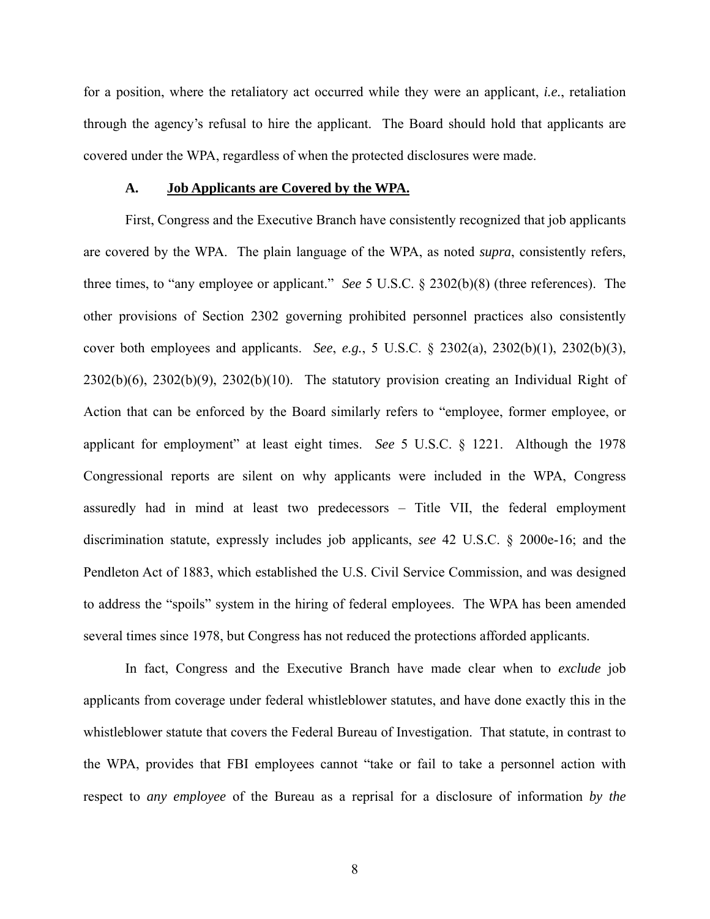for a position, where the retaliatory act occurred while they were an applicant, *i.e.*, retaliation through the agency's refusal to hire the applicant. The Board should hold that applicants are covered under the WPA, regardless of when the protected disclosures were made.

### A. <u>Job Applicants are Covered by the WPA.</u>

First, Congress and the Executive Branch have consistently recognized that job applicants are covered by the WPA. The plain language of the WPA, as noted *supra*, consistently refers, three times, to "any employee or applicant." *See* 5 U.S.C. § 2302(b)(8) (three references). The other provisions of Section 2302 governing prohibited personnel practices also consistently cover both employees and applicants. *See*, *e.g.*, 5 U.S.C. § 2302(a), 2302(b)(1), 2302(b)(3), 2302(b)(6), 2302(b)(9), 2302(b)(10). The statutory provision creating an Individual Right of Action that can be enforced by the Board similarly refers to "employee, former employee, or applicant for employment" at least eight times. *See* 5 U.S.C. § 1221. Although the 1978 Congressional reports are silent on why applicants were included in the WPA, Congress assuredly had in mind at least two predecessors – Title VII, the federal employment discrimination statute, expressly includes job applicants, *see* 42 U.S.C. § 2000e-16; and the Pendleton Act of 1883, which established the U.S. Civil Service Commission, and was designed to address the "spoils" system in the hiring of federal employees. The WPA has been amended several times since 1978, but Congress has not reduced the protections afforded applicants.

In fact, Congress and the Executive Branch have made clear when to *exclude* job applicants from coverage under federal whistleblower statutes, and have done exactly this in the whistleblower statute that covers the Federal Bureau of Investigation. That statute, in contrast to the WPA, provides that FBI employees cannot "take or fail to take a personnel action with respect to *any employee* of the Bureau as a reprisal for a disclosure of information *by the*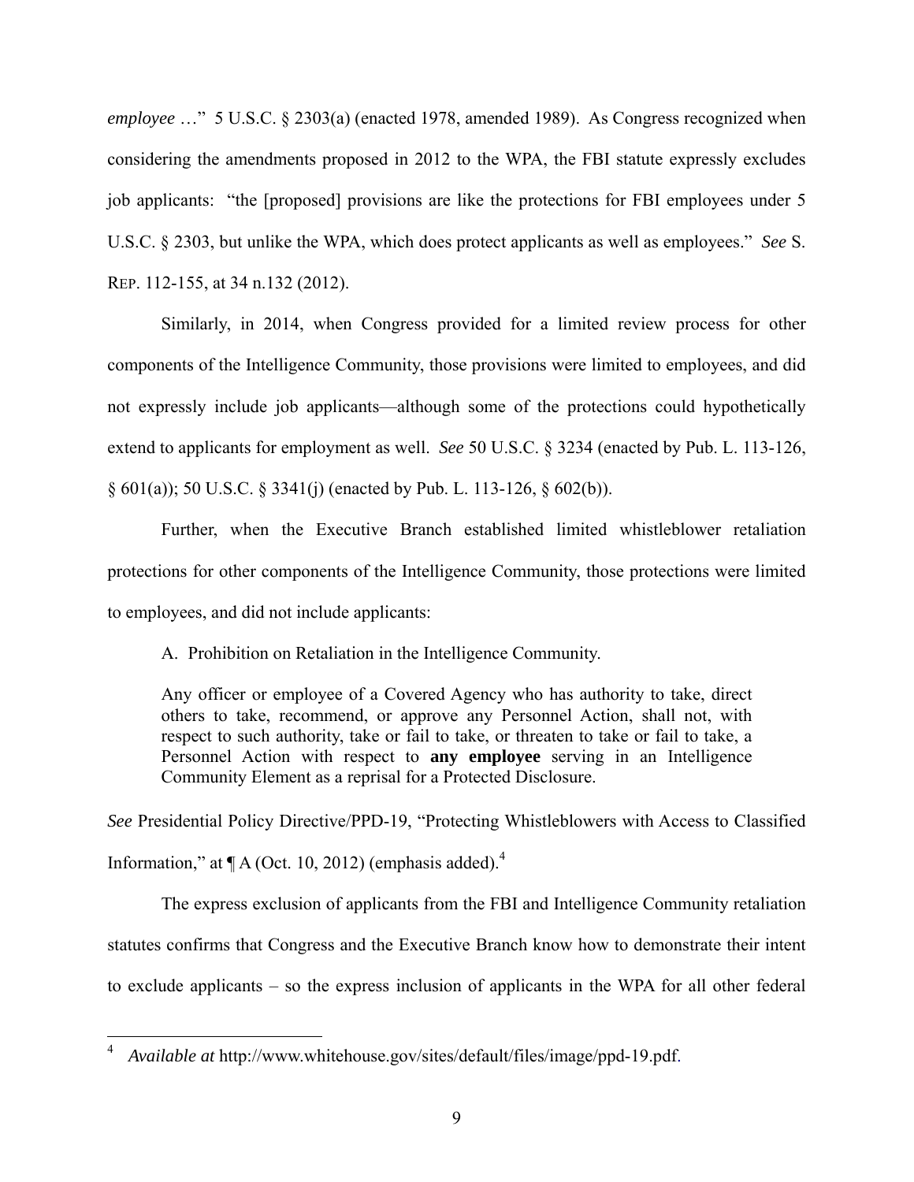*employee* …" 5 U.S.C. § 2303(a) (enacted 1978, amended 1989). As Congress recognized when considering the amendments proposed in 2012 to the WPA, the FBI statute expressly excludes job applicants: "the [proposed] provisions are like the protections for FBI employees under 5 U.S.C. § 2303, but unlike the WPA, which does protect applicants as well as employees." *See* S. REP. 112-155, at 34 n.132 (2012).

Similarly, in 2014, when Congress provided for a limited review process for other components of the Intelligence Community, those provisions were limited to employees, and did not expressly include job applicants—although some of the protections could hypothetically extend to applicants for employment as well. *See* 50 U.S.C. § 3234 (enacted by Pub. L. 113-126, § 601(a)); 50 U.S.C. § 3341(j) (enacted by Pub. L. 113-126, § 602(b)).

Further, when the Executive Branch established limited whistleblower retaliation protections for other components of the Intelligence Community, those protections were limited to employees, and did not include applicants:

> A. Prohibition on Retaliation in the Intelligence Community.
>
> Any officer or employee of a Covered Agency who has authority to take, direct others to take, recommend, or approve any Personnel Action, shall not, with respect to such authority, take or fail to take, or threaten to take or fail to take, a Personnel Action with respect to **any employee** serving in an Intelligence Community Element as a reprisal for a Protected Disclosure.

*See* Presidential Policy Directive/PPD-19, "Protecting Whistleblowers with Access to Classified Information," at ¶ A (Oct. 10, 2012) (emphasis added).[4]

The express exclusion of applicants from the FBI and Intelligence Community retaliation statutes confirms that Congress and the Executive Branch know how to demonstrate their intent to exclude applicants – so the express inclusion of applicants in the WPA for all other federal

---

[4] *Available at* http://www.whitehouse.gov/sites/default/files/image/ppd-19.pdf.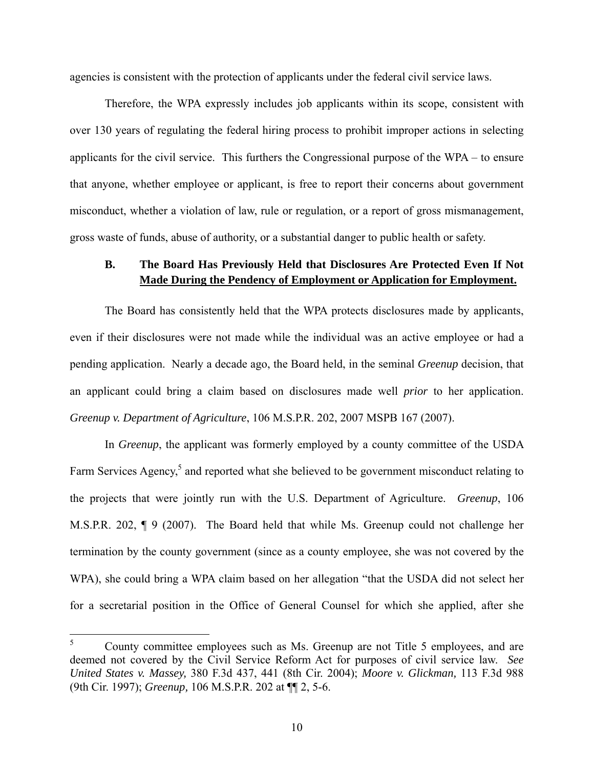agencies is consistent with the protection of applicants under the federal civil service laws.

Therefore, the WPA expressly includes job applicants within its scope, consistent with over 130 years of regulating the federal hiring process to prohibit improper actions in selecting applicants for the civil service. This furthers the Congressional purpose of the WPA – to ensure that anyone, whether employee or applicant, is free to report their concerns about government misconduct, whether a violation of law, rule or regulation, or a report of gross mismanagement, gross waste of funds, abuse of authority, or a substantial danger to public health or safety.

### B. The Board Has Previously Held that Disclosures Are Protected Even If Not Made During the Pendency of Employment or Application for Employment.

The Board has consistently held that the WPA protects disclosures made by applicants, even if their disclosures were not made while the individual was an active employee or had a pending application. Nearly a decade ago, the Board held, in the seminal *Greenup* decision, that an applicant could bring a claim based on disclosures made well *prior* to her application. *Greenup v. Department of Agriculture*, 106 M.S.P.R. 202, 2007 MSPB 167 (2007).

In *Greenup*, the applicant was formerly employed by a county committee of the USDA Farm Services Agency,[5] and reported what she believed to be government misconduct relating to the projects that were jointly run with the U.S. Department of Agriculture. *Greenup*, 106 M.S.P.R. 202, ¶ 9 (2007). The Board held that while Ms. Greenup could not challenge her termination by the county government (since as a county employee, she was not covered by the WPA), she could bring a WPA claim based on her allegation "that the USDA did not select her for a secretarial position in the Office of General Counsel for which she applied, after she

[5] County committee employees such as Ms. Greenup are not Title 5 employees, and are deemed not covered by the Civil Service Reform Act for purposes of civil service law. *See United States v. Massey,* 380 F.3d 437, 441 (8th Cir. 2004); *Moore v. Glickman,* 113 F.3d 988 (9th Cir. 1997); *Greenup,* 106 M.S.P.R. 202 at ¶¶ 2, 5-6.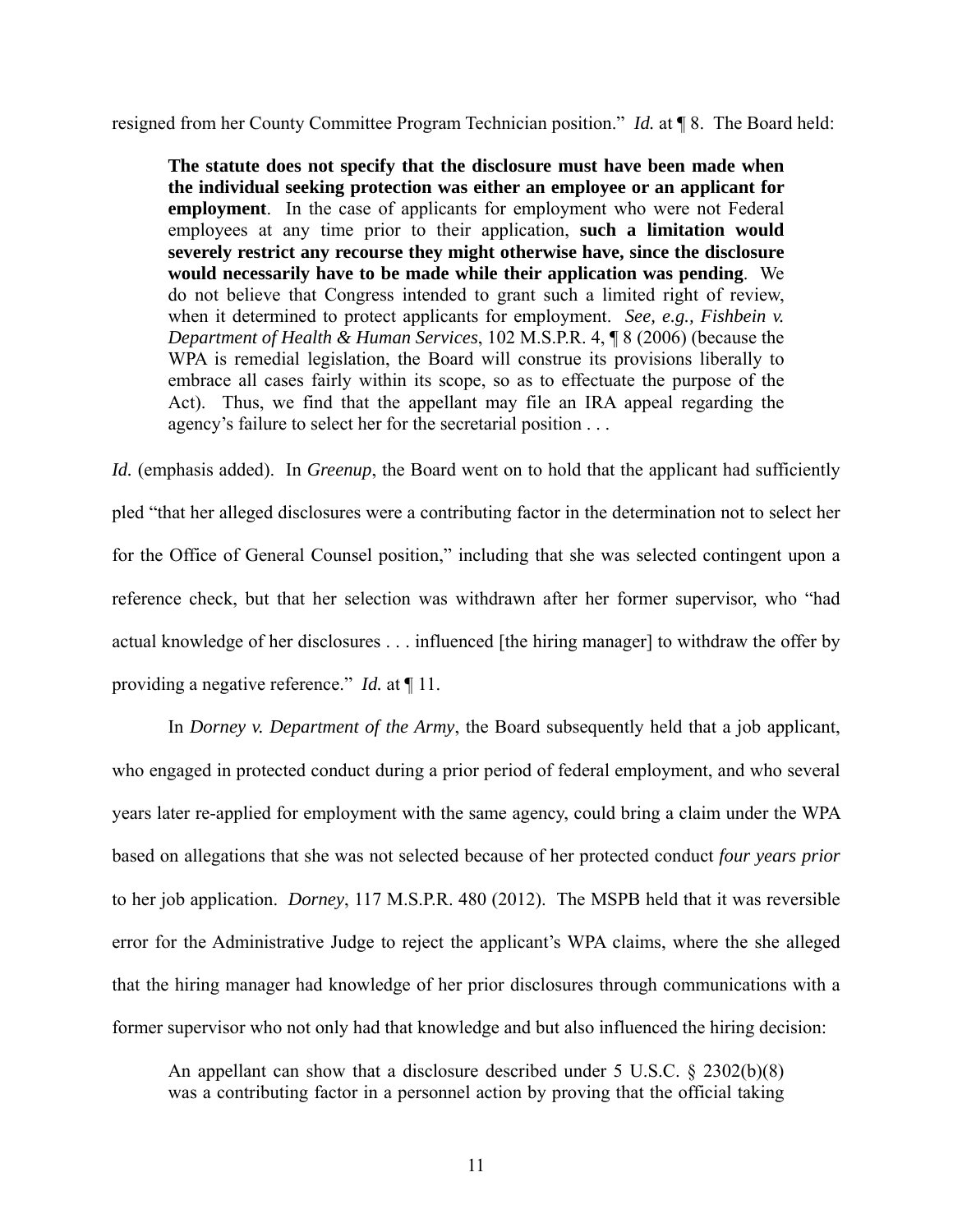resigned from her County Committee Program Technician position." *Id.* at ¶ 8. The Board held:

> **The statute does not specify that the disclosure must have been made when the individual seeking protection was either an employee or an applicant for employment**. In the case of applicants for employment who were not Federal employees at any time prior to their application, **such a limitation would severely restrict any recourse they might otherwise have, since the disclosure would necessarily have to be made while their application was pending**. We do not believe that Congress intended to grant such a limited right of review, when it determined to protect applicants for employment. *See, e.g., Fishbein v. Department of Health & Human Services*, 102 M.S.P.R. 4, ¶ 8 (2006) (because the WPA is remedial legislation, the Board will construe its provisions liberally to embrace all cases fairly within its scope, so as to effectuate the purpose of the Act). Thus, we find that the appellant may file an IRA appeal regarding the agency's failure to select her for the secretarial position . . .

*Id.* (emphasis added). In *Greenup*, the Board went on to hold that the applicant had sufficiently pled "that her alleged disclosures were a contributing factor in the determination not to select her for the Office of General Counsel position," including that she was selected contingent upon a reference check, but that her selection was withdrawn after her former supervisor, who "had actual knowledge of her disclosures . . . influenced [the hiring manager] to withdraw the offer by providing a negative reference." *Id.* at ¶ 11.

In *Dorney v. Department of the Army*, the Board subsequently held that a job applicant, who engaged in protected conduct during a prior period of federal employment, and who several years later re-applied for employment with the same agency, could bring a claim under the WPA based on allegations that she was not selected because of her protected conduct *four years prior* to her job application. *Dorney*, 117 M.S.P.R. 480 (2012). The MSPB held that it was reversible error for the Administrative Judge to reject the applicant's WPA claims, where the she alleged that the hiring manager had knowledge of her prior disclosures through communications with a former supervisor who not only had that knowledge and but also influenced the hiring decision:

> An appellant can show that a disclosure described under 5 U.S.C. § 2302(b)(8) was a contributing factor in a personnel action by proving that the official taking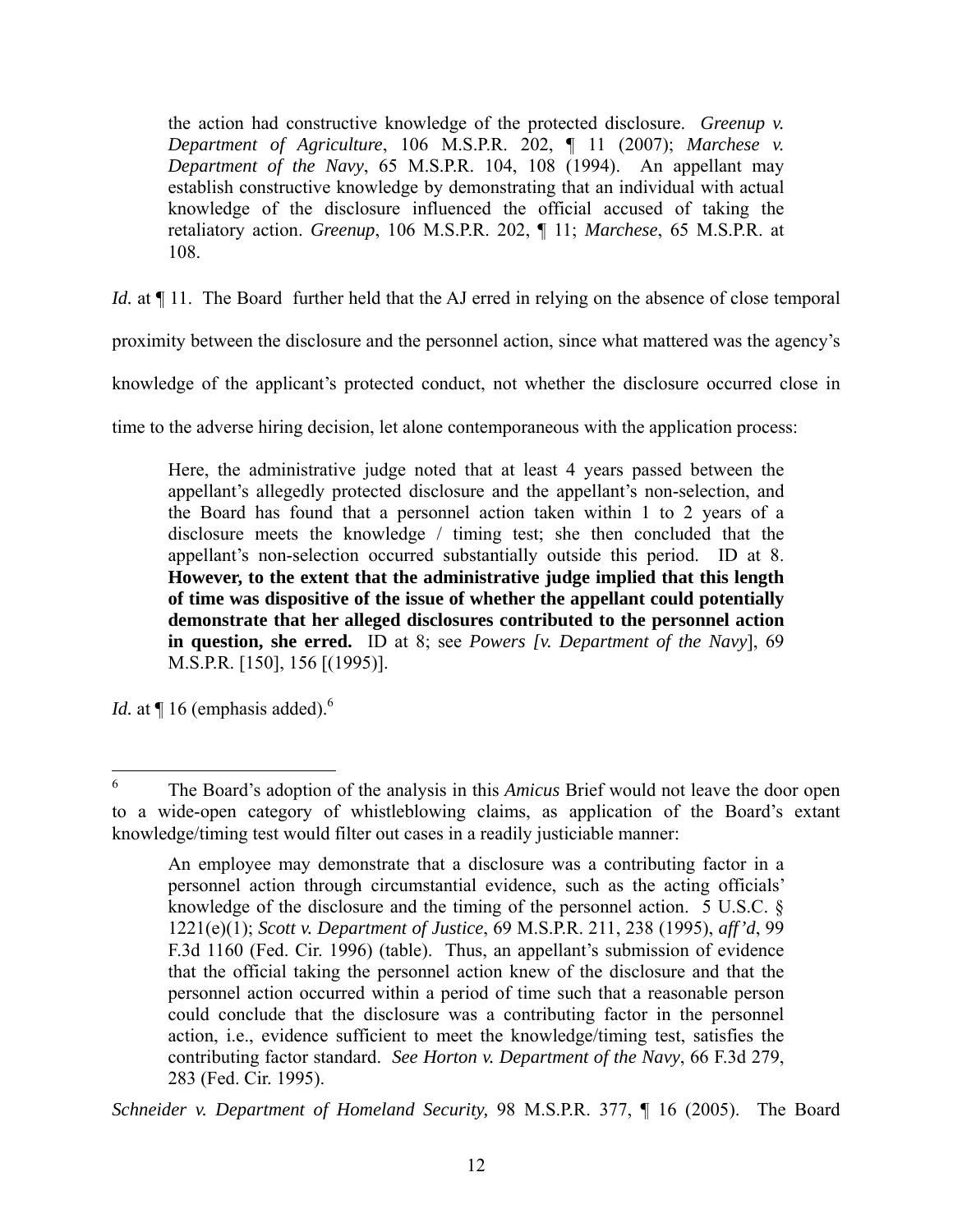> the action had constructive knowledge of the protected disclosure. *Greenup v. Department of Agriculture*, 106 M.S.P.R. 202, ¶ 11 (2007); *Marchese v. Department of the Navy*, 65 M.S.P.R. 104, 108 (1994). An appellant may establish constructive knowledge by demonstrating that an individual with actual knowledge of the disclosure influenced the official accused of taking the retaliatory action. *Greenup*, 106 M.S.P.R. 202, ¶ 11; *Marchese*, 65 M.S.P.R. at 108.

*Id.* at ¶ 11. The Board further held that the AJ erred in relying on the absence of close temporal proximity between the disclosure and the personnel action, since what mattered was the agency's knowledge of the applicant's protected conduct, not whether the disclosure occurred close in time to the adverse hiring decision, let alone contemporaneous with the application process:

> Here, the administrative judge noted that at least 4 years passed between the appellant's allegedly protected disclosure and the appellant's non-selection, and the Board has found that a personnel action taken within 1 to 2 years of a disclosure meets the knowledge / timing test; she then concluded that the appellant's non-selection occurred substantially outside this period. ID at 8. **However, to the extent that the administrative judge implied that this length of time was dispositive of the issue of whether the appellant could potentially demonstrate that her alleged disclosures contributed to the personnel action in question, she erred.** ID at 8; see *Powers [v. Department of the Navy]*, 69 M.S.P.R. [150], 156 [(1995)].

*Id.* at ¶ 16 (emphasis added).[6]

---

[6] The Board's adoption of the analysis in this *Amicus* Brief would not leave the door open to a wide-open category of whistleblowing claims, as application of the Board's extant knowledge/timing test would filter out cases in a readily justiciable manner:

> An employee may demonstrate that a disclosure was a contributing factor in a personnel action through circumstantial evidence, such as the acting officials' knowledge of the disclosure and the timing of the personnel action. 5 U.S.C. § 1221(e)(1); *Scott v. Department of Justice*, 69 M.S.P.R. 211, 238 (1995), *aff'd*, 99 F.3d 1160 (Fed. Cir. 1996) (table). Thus, an appellant's submission of evidence that the official taking the personnel action knew of the disclosure and that the personnel action occurred within a period of time such that a reasonable person could conclude that the disclosure was a contributing factor in the personnel action, i.e., evidence sufficient to meet the knowledge/timing test, satisfies the contributing factor standard. *See Horton v. Department of the Navy*, 66 F.3d 279, 283 (Fed. Cir. 1995).

*Schneider v. Department of Homeland Security,* 98 M.S.P.R. 377, ¶ 16 (2005). The Board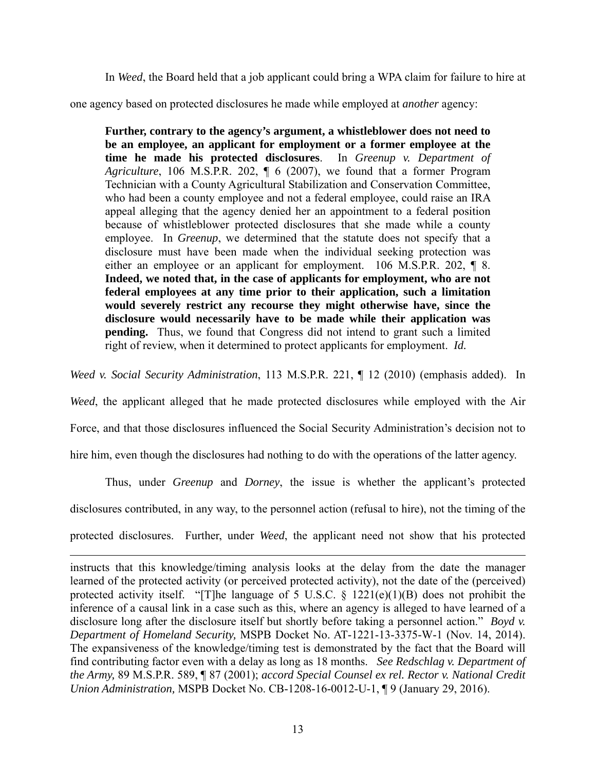In *Weed*, the Board held that a job applicant could bring a WPA claim for failure to hire at one agency based on protected disclosures he made while employed at *another* agency:

> **Further, contrary to the agency's argument, a whistleblower does not need to be an employee, an applicant for employment or a former employee at the time he made his protected disclosures**. In *Greenup v. Department of Agriculture*, 106 M.S.P.R. 202, ¶ 6 (2007), we found that a former Program Technician with a County Agricultural Stabilization and Conservation Committee, who had been a county employee and not a federal employee, could raise an IRA appeal alleging that the agency denied her an appointment to a federal position because of whistleblower protected disclosures that she made while a county employee. In *Greenup*, we determined that the statute does not specify that a disclosure must have been made when the individual seeking protection was either an employee or an applicant for employment. 106 M.S.P.R. 202, ¶ 8. **Indeed, we noted that, in the case of applicants for employment, who are not federal employees at any time prior to their application, such a limitation would severely restrict any recourse they might otherwise have, since the disclosure would necessarily have to be made while their application was pending.** Thus, we found that Congress did not intend to grant such a limited right of review, when it determined to protect applicants for employment. *Id.*

*Weed v. Social Security Administration*, 113 M.S.P.R. 221, ¶ 12 (2010) (emphasis added). In *Weed*, the applicant alleged that he made protected disclosures while employed with the Air Force, and that those disclosures influenced the Social Security Administration's decision not to hire him, even though the disclosures had nothing to do with the operations of the latter agency.

Thus, under *Greenup* and *Dorney*, the issue is whether the applicant's protected disclosures contributed, in any way, to the personnel action (refusal to hire), not the timing of the protected disclosures. Further, under *Weed*, the applicant need not show that his protected

---

instructs that this knowledge/timing analysis looks at the delay from the date the manager learned of the protected activity (or perceived protected activity), not the date of the (perceived) protected activity itself. "[T]he language of 5 U.S.C. § 1221(e)(1)(B) does not prohibit the inference of a causal link in a case such as this, where an agency is alleged to have learned of a disclosure long after the disclosure itself but shortly before taking a personnel action." *Boyd v. Department of Homeland Security,* MSPB Docket No. AT-1221-13-3375-W-1 (Nov. 14, 2014). The expansiveness of the knowledge/timing test is demonstrated by the fact that the Board will find contributing factor even with a delay as long as 18 months. *See Redschlag v. Department of the Army,* 89 M.S.P.R. 589, ¶ 87 (2001); *accord Special Counsel ex rel. Rector v. National Credit Union Administration,* MSPB Docket No. CB-1208-16-0012-U-1, ¶ 9 (January 29, 2016).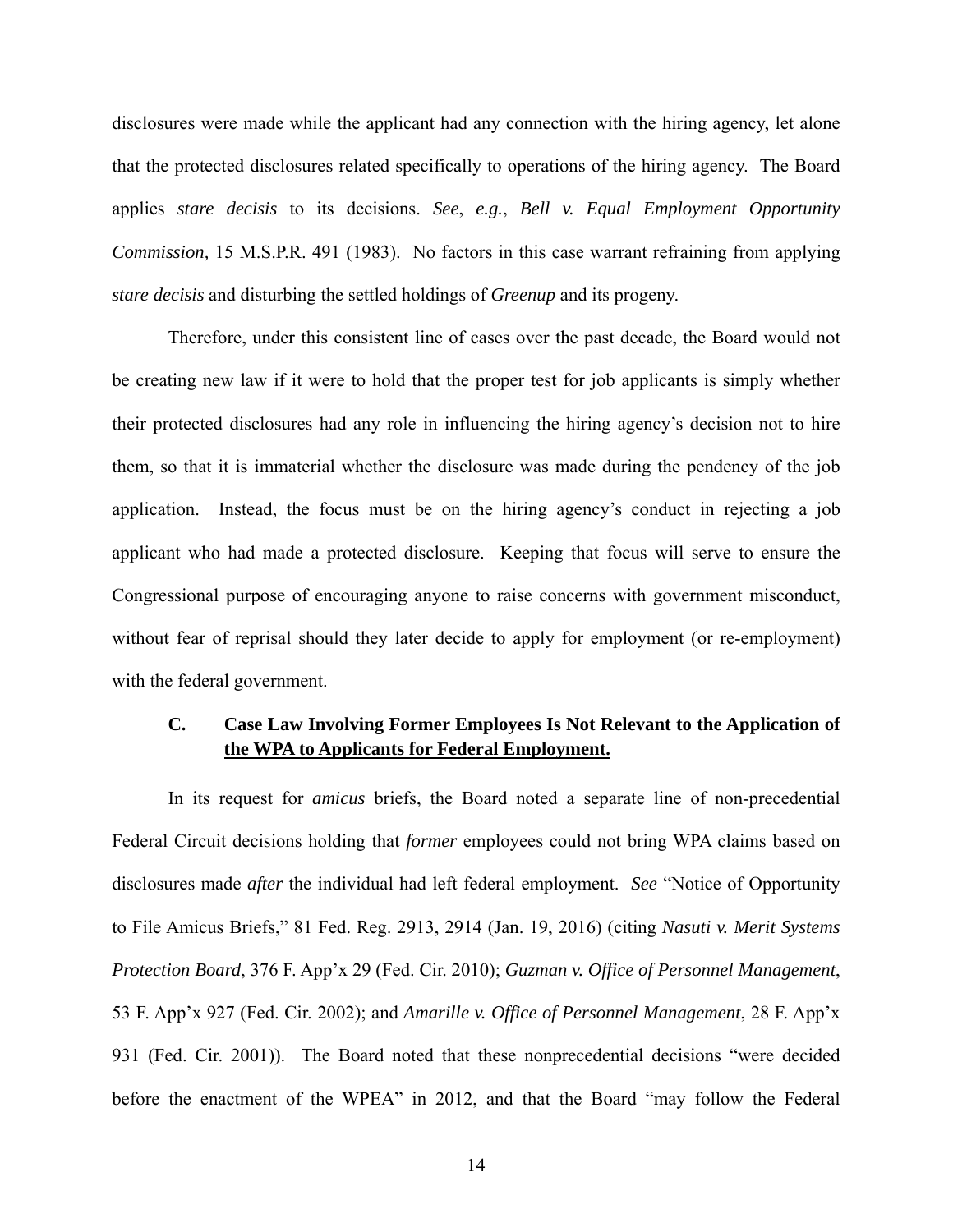disclosures were made while the applicant had any connection with the hiring agency, let alone that the protected disclosures related specifically to operations of the hiring agency. The Board applies *stare decisis* to its decisions. *See*, *e.g.*, *Bell v. Equal Employment Opportunity Commission,* 15 M.S.P.R. 491 (1983). No factors in this case warrant refraining from applying *stare decisis* and disturbing the settled holdings of *Greenup* and its progeny.

Therefore, under this consistent line of cases over the past decade, the Board would not be creating new law if it were to hold that the proper test for job applicants is simply whether their protected disclosures had any role in influencing the hiring agency's decision not to hire them, so that it is immaterial whether the disclosure was made during the pendency of the job application. Instead, the focus must be on the hiring agency's conduct in rejecting a job applicant who had made a protected disclosure. Keeping that focus will serve to ensure the Congressional purpose of encouraging anyone to raise concerns with government misconduct, without fear of reprisal should they later decide to apply for employment (or re-employment) with the federal government.

### C. Case Law Involving Former Employees Is Not Relevant to the Application of the WPA to Applicants for Federal Employment.

In its request for *amicus* briefs, the Board noted a separate line of non-precedential Federal Circuit decisions holding that *former* employees could not bring WPA claims based on disclosures made *after* the individual had left federal employment. *See* "Notice of Opportunity to File Amicus Briefs," 81 Fed. Reg. 2913, 2914 (Jan. 19, 2016) (citing *Nasuti v. Merit Systems Protection Board*, 376 F. App'x 29 (Fed. Cir. 2010); *Guzman v. Office of Personnel Management*, 53 F. App'x 927 (Fed. Cir. 2002); and *Amarille v. Office of Personnel Management*, 28 F. App'x 931 (Fed. Cir. 2001)). The Board noted that these nonprecedential decisions "were decided before the enactment of the WPEA" in 2012, and that the Board "may follow the Federal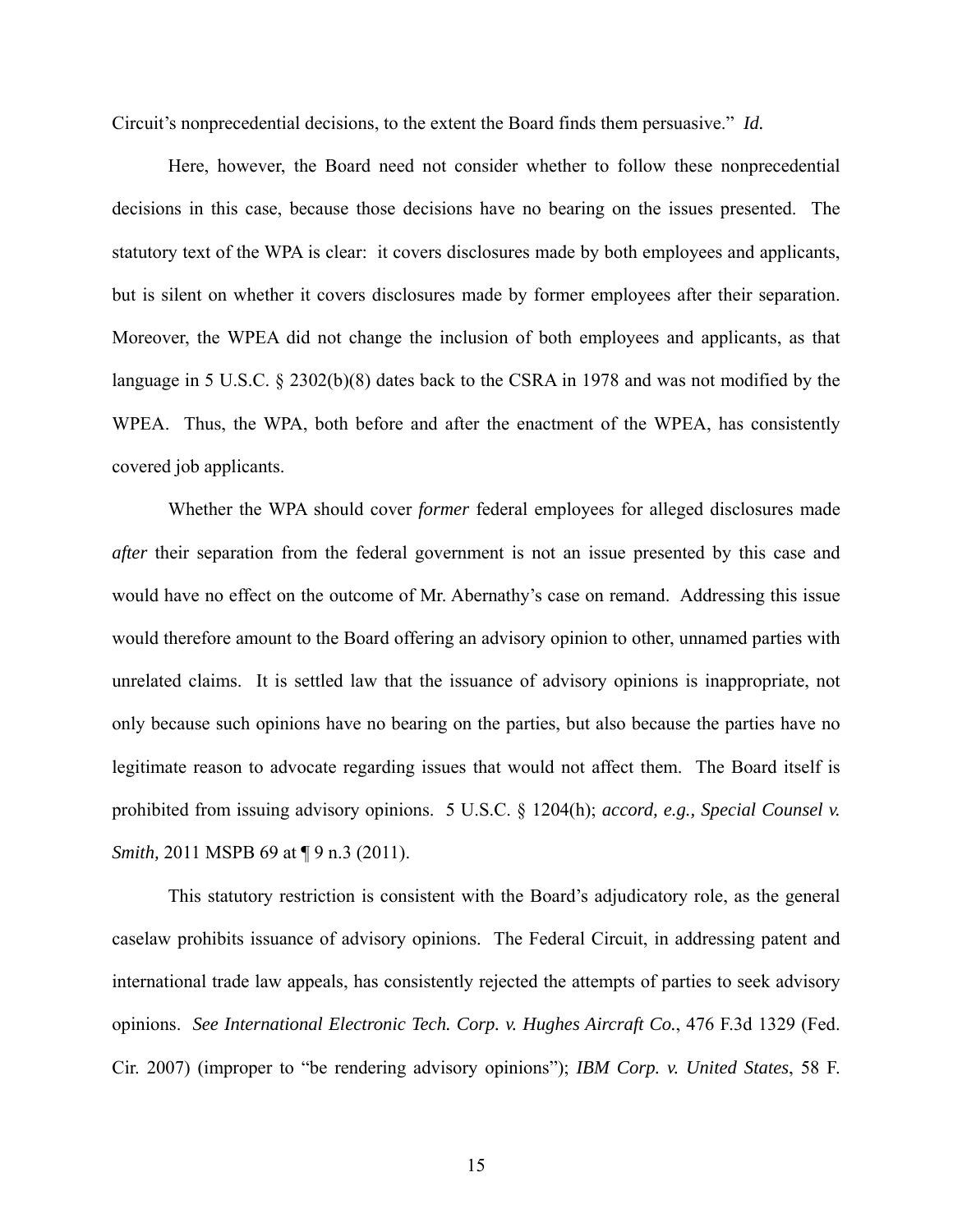Circuit's nonprecedential decisions, to the extent the Board finds them persuasive." *Id.*

Here, however, the Board need not consider whether to follow these nonprecedential decisions in this case, because those decisions have no bearing on the issues presented. The statutory text of the WPA is clear: it covers disclosures made by both employees and applicants, but is silent on whether it covers disclosures made by former employees after their separation. Moreover, the WPEA did not change the inclusion of both employees and applicants, as that language in 5 U.S.C. § 2302(b)(8) dates back to the CSRA in 1978 and was not modified by the WPEA. Thus, the WPA, both before and after the enactment of the WPEA, has consistently covered job applicants.

Whether the WPA should cover *former* federal employees for alleged disclosures made *after* their separation from the federal government is not an issue presented by this case and would have no effect on the outcome of Mr. Abernathy's case on remand. Addressing this issue would therefore amount to the Board offering an advisory opinion to other, unnamed parties with unrelated claims. It is settled law that the issuance of advisory opinions is inappropriate, not only because such opinions have no bearing on the parties, but also because the parties have no legitimate reason to advocate regarding issues that would not affect them. The Board itself is prohibited from issuing advisory opinions. 5 U.S.C. § 1204(h); *accord, e.g., Special Counsel v. Smith,* 2011 MSPB 69 at ¶ 9 n.3 (2011).

This statutory restriction is consistent with the Board's adjudicatory role, as the general caselaw prohibits issuance of advisory opinions. The Federal Circuit, in addressing patent and international trade law appeals, has consistently rejected the attempts of parties to seek advisory opinions. *See International Electronic Tech. Corp. v. Hughes Aircraft Co.*, 476 F.3d 1329 (Fed. Cir. 2007) (improper to "be rendering advisory opinions"); *IBM Corp. v. United States*, 58 F.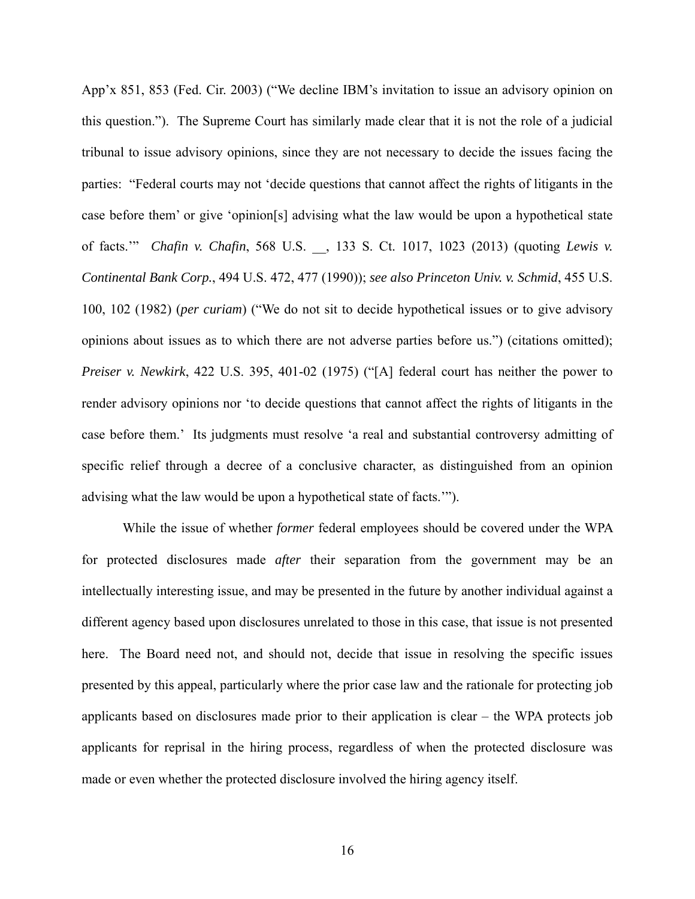App'x 851, 853 (Fed. Cir. 2003) ("We decline IBM's invitation to issue an advisory opinion on this question."). The Supreme Court has similarly made clear that it is not the role of a judicial tribunal to issue advisory opinions, since they are not necessary to decide the issues facing the parties: "Federal courts may not 'decide questions that cannot affect the rights of litigants in the case before them' or give 'opinion[s] advising what the law would be upon a hypothetical state of facts.'" *Chafin v. Chafin*, 568 U.S. __, 133 S. Ct. 1017, 1023 (2013) (quoting *Lewis v. Continental Bank Corp.*, 494 U.S. 472, 477 (1990)); *see also Princeton Univ. v. Schmid*, 455 U.S. 100, 102 (1982) (*per curiam*) ("We do not sit to decide hypothetical issues or to give advisory opinions about issues as to which there are not adverse parties before us.") (citations omitted); *Preiser v. Newkirk*, 422 U.S. 395, 401-02 (1975) ("[A] federal court has neither the power to render advisory opinions nor 'to decide questions that cannot affect the rights of litigants in the case before them.' Its judgments must resolve 'a real and substantial controversy admitting of specific relief through a decree of a conclusive character, as distinguished from an opinion advising what the law would be upon a hypothetical state of facts.'").

While the issue of whether *former* federal employees should be covered under the WPA for protected disclosures made *after* their separation from the government may be an intellectually interesting issue, and may be presented in the future by another individual against a different agency based upon disclosures unrelated to those in this case, that issue is not presented here. The Board need not, and should not, decide that issue in resolving the specific issues presented by this appeal, particularly where the prior case law and the rationale for protecting job applicants based on disclosures made prior to their application is clear – the WPA protects job applicants for reprisal in the hiring process, regardless of when the protected disclosure was made or even whether the protected disclosure involved the hiring agency itself.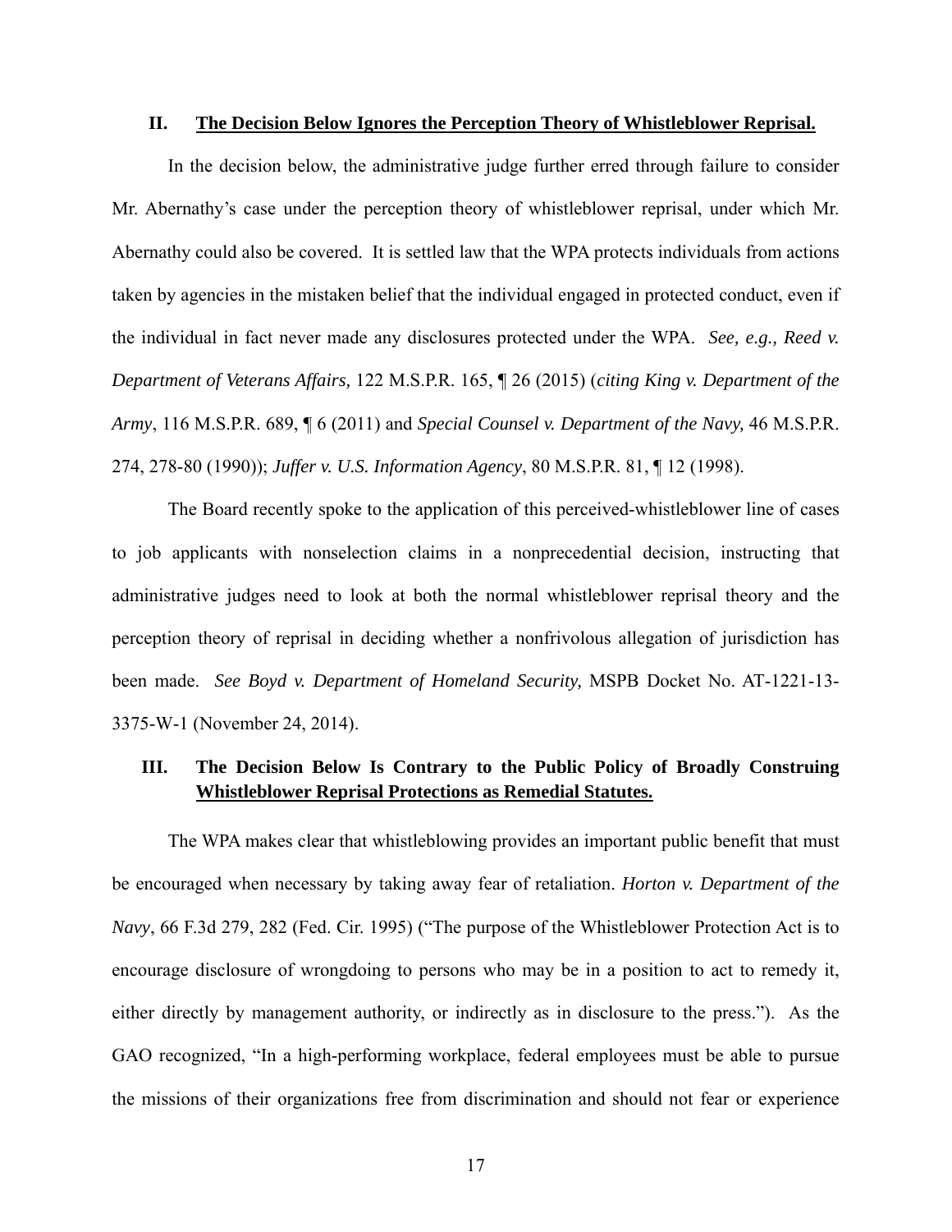## II. <u>The Decision Below Ignores the Perception Theory of Whistleblower Reprisal.</u>

In the decision below, the administrative judge further erred through failure to consider Mr. Abernathy's case under the perception theory of whistleblower reprisal, under which Mr. Abernathy could also be covered. It is settled law that the WPA protects individuals from actions taken by agencies in the mistaken belief that the individual engaged in protected conduct, even if the individual in fact never made any disclosures protected under the WPA. *See, e.g., Reed v. Department of Veterans Affairs,* 122 M.S.P.R. 165, ¶ 26 (2015) (*citing King v. Department of the Army*, 116 M.S.P.R. 689, ¶ 6 (2011) and *Special Counsel v. Department of the Navy,* 46 M.S.P.R. 274, 278-80 (1990)); *Juffer v. U.S. Information Agency*, 80 M.S.P.R. 81, ¶ 12 (1998).

The Board recently spoke to the application of this perceived-whistleblower line of cases to job applicants with nonselection claims in a nonprecedential decision, instructing that administrative judges need to look at both the normal whistleblower reprisal theory and the perception theory of reprisal in deciding whether a nonfrivolous allegation of jurisdiction has been made. *See Boyd v. Department of Homeland Security,* MSPB Docket No. AT-1221-13-3375-W-1 (November 24, 2014).

## III. <u>The Decision Below Is Contrary to the Public Policy of Broadly Construing Whistleblower Reprisal Protections as Remedial Statutes.</u>

The WPA makes clear that whistleblowing provides an important public benefit that must be encouraged when necessary by taking away fear of retaliation. *Horton v. Department of the Navy*, 66 F.3d 279, 282 (Fed. Cir. 1995) ("The purpose of the Whistleblower Protection Act is to encourage disclosure of wrongdoing to persons who may be in a position to act to remedy it, either directly by management authority, or indirectly as in disclosure to the press."). As the GAO recognized, "In a high-performing workplace, federal employees must be able to pursue the missions of their organizations free from discrimination and should not fear or experience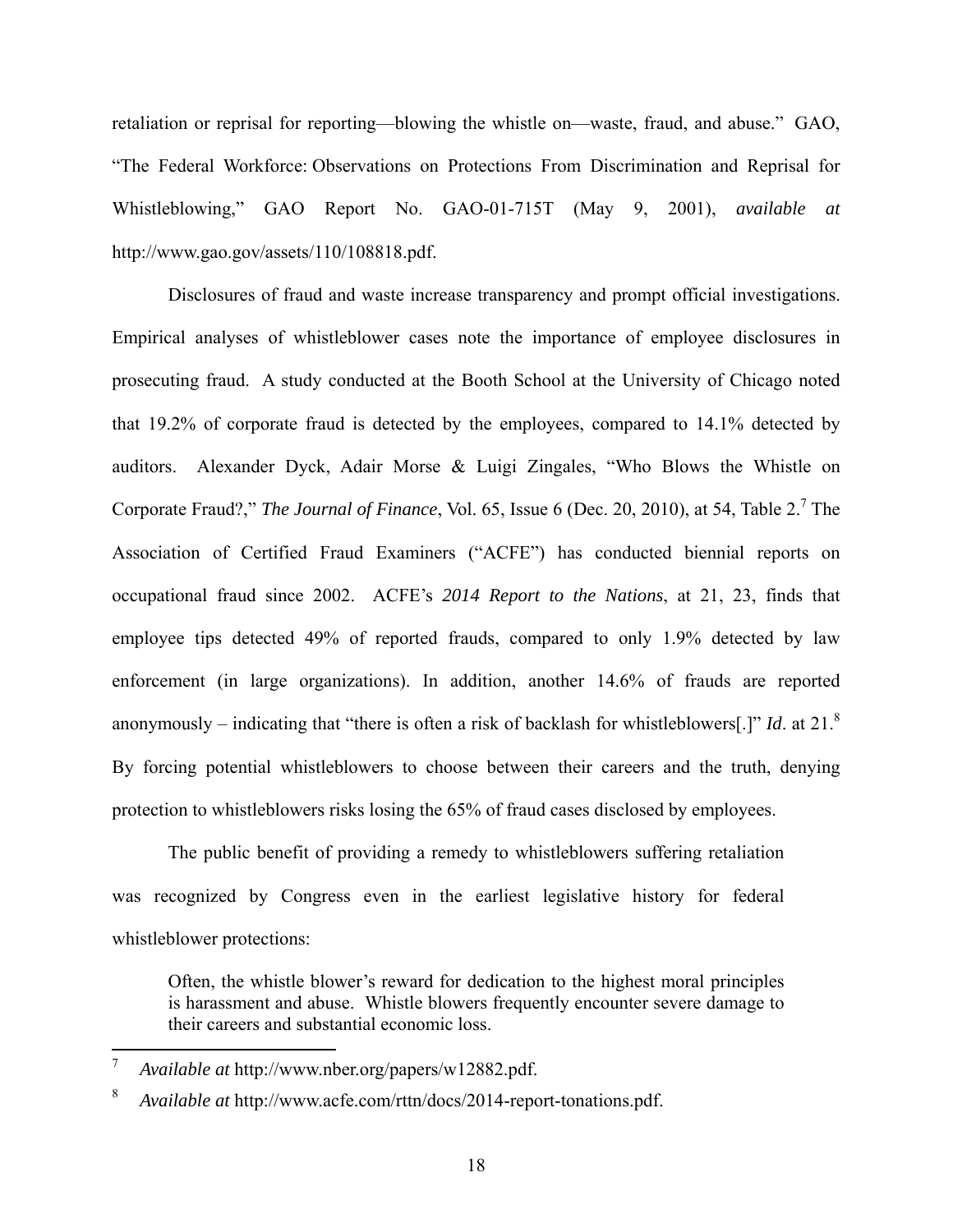retaliation or reprisal for reporting—blowing the whistle on—waste, fraud, and abuse." GAO, "The Federal Workforce: Observations on Protections From Discrimination and Reprisal for Whistleblowing," GAO Report No. GAO-01-715T (May 9, 2001), *available at* http://www.gao.gov/assets/110/108818.pdf.

Disclosures of fraud and waste increase transparency and prompt official investigations. Empirical analyses of whistleblower cases note the importance of employee disclosures in prosecuting fraud. A study conducted at the Booth School at the University of Chicago noted that 19.2% of corporate fraud is detected by the employees, compared to 14.1% detected by auditors. Alexander Dyck, Adair Morse & Luigi Zingales, "Who Blows the Whistle on Corporate Fraud?," *The Journal of Finance*, Vol. 65, Issue 6 (Dec. 20, 2010), at 54, Table 2.[7] The Association of Certified Fraud Examiners ("ACFE") has conducted biennial reports on occupational fraud since 2002. ACFE's *2014 Report to the Nations*, at 21, 23, finds that employee tips detected 49% of reported frauds, compared to only 1.9% detected by law enforcement (in large organizations). In addition, another 14.6% of frauds are reported anonymously – indicating that "there is often a risk of backlash for whistleblowers[.]" *Id*. at 21.[8] By forcing potential whistleblowers to choose between their careers and the truth, denying protection to whistleblowers risks losing the 65% of fraud cases disclosed by employees.

The public benefit of providing a remedy to whistleblowers suffering retaliation was recognized by Congress even in the earliest legislative history for federal whistleblower protections:

> Often, the whistle blower's reward for dedication to the highest moral principles is harassment and abuse. Whistle blowers frequently encounter severe damage to their careers and substantial economic loss.

---

[7] *Available at* http://www.nber.org/papers/w12882.pdf.

[8] *Available at* http://www.acfe.com/rttn/docs/2014-report-tonations.pdf.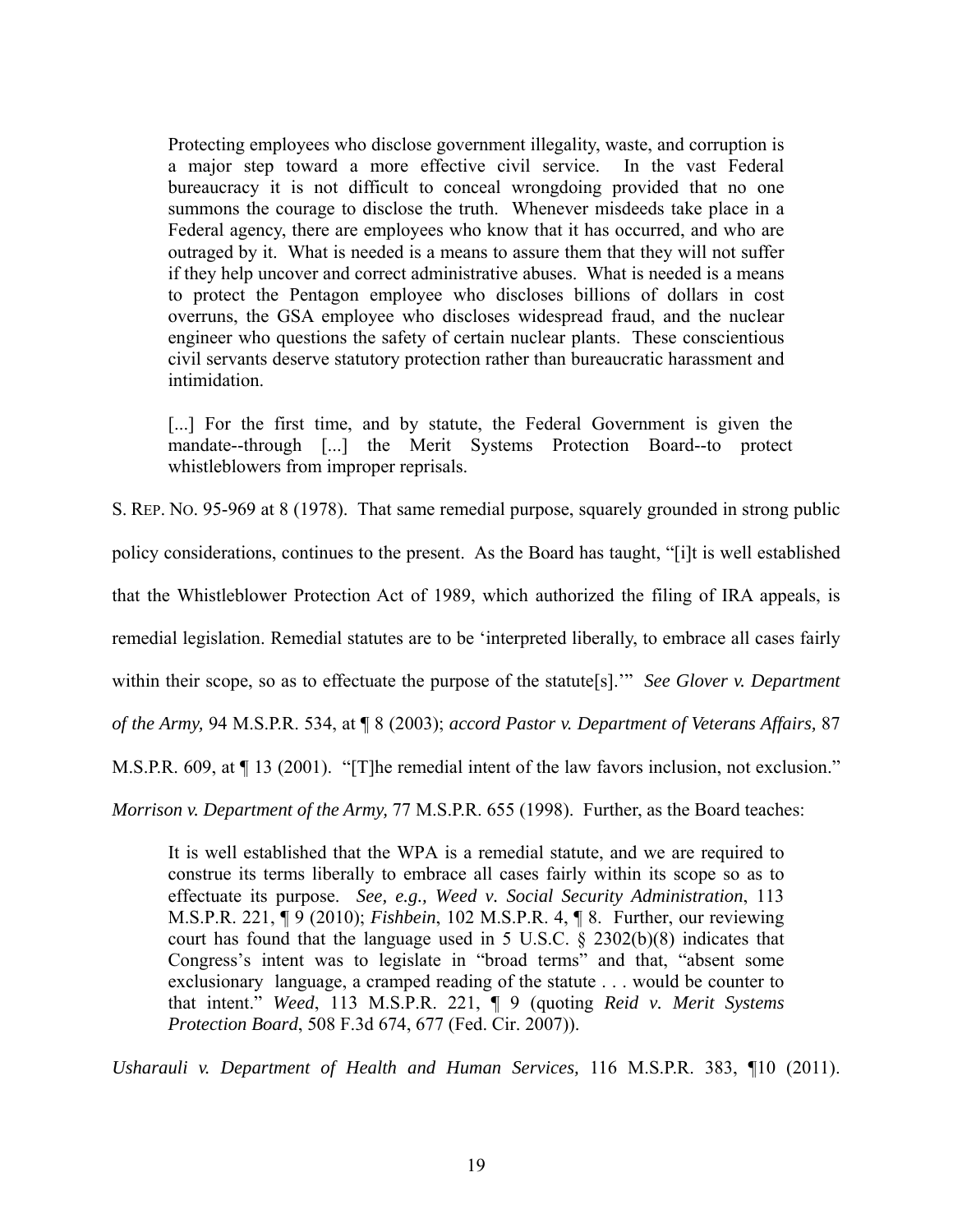> Protecting employees who disclose government illegality, waste, and corruption is a major step toward a more effective civil service. In the vast Federal bureaucracy it is not difficult to conceal wrongdoing provided that no one summons the courage to disclose the truth. Whenever misdeeds take place in a Federal agency, there are employees who know that it has occurred, and who are outraged by it. What is needed is a means to assure them that they will not suffer if they help uncover and correct administrative abuses. What is needed is a means to protect the Pentagon employee who discloses billions of dollars in cost overruns, the GSA employee who discloses widespread fraud, and the nuclear engineer who questions the safety of certain nuclear plants. These conscientious civil servants deserve statutory protection rather than bureaucratic harassment and intimidation.
>
> [...] For the first time, and by statute, the Federal Government is given the mandate--through [...] the Merit Systems Protection Board--to protect whistleblowers from improper reprisals.

S. REP. NO. 95-969 at 8 (1978). That same remedial purpose, squarely grounded in strong public policy considerations, continues to the present. As the Board has taught, "[i]t is well established that the Whistleblower Protection Act of 1989, which authorized the filing of IRA appeals, is remedial legislation. Remedial statutes are to be 'interpreted liberally, to embrace all cases fairly within their scope, so as to effectuate the purpose of the statute[s].'" *See Glover v. Department of the Army,* 94 M.S.P.R. 534, at ¶ 8 (2003); *accord Pastor v. Department of Veterans Affairs,* 87 M.S.P.R. 609, at ¶ 13 (2001). "[T]he remedial intent of the law favors inclusion, not exclusion." *Morrison v. Department of the Army,* 77 M.S.P.R. 655 (1998). Further, as the Board teaches:

> It is well established that the WPA is a remedial statute, and we are required to construe its terms liberally to embrace all cases fairly within its scope so as to effectuate its purpose. *See, e.g., Weed v. Social Security Administration*, 113 M.S.P.R. 221, ¶ 9 (2010); *Fishbein*, 102 M.S.P.R. 4, ¶ 8. Further, our reviewing court has found that the language used in 5 U.S.C. § 2302(b)(8) indicates that Congress's intent was to legislate in "broad terms" and that, "absent some exclusionary language, a cramped reading of the statute . . . would be counter to that intent." *Weed*, 113 M.S.P.R. 221, ¶ 9 (quoting *Reid v. Merit Systems Protection Board*, 508 F.3d 674, 677 (Fed. Cir. 2007)).

*Usharauli v. Department of Health and Human Services,* 116 M.S.P.R. 383, ¶10 (2011).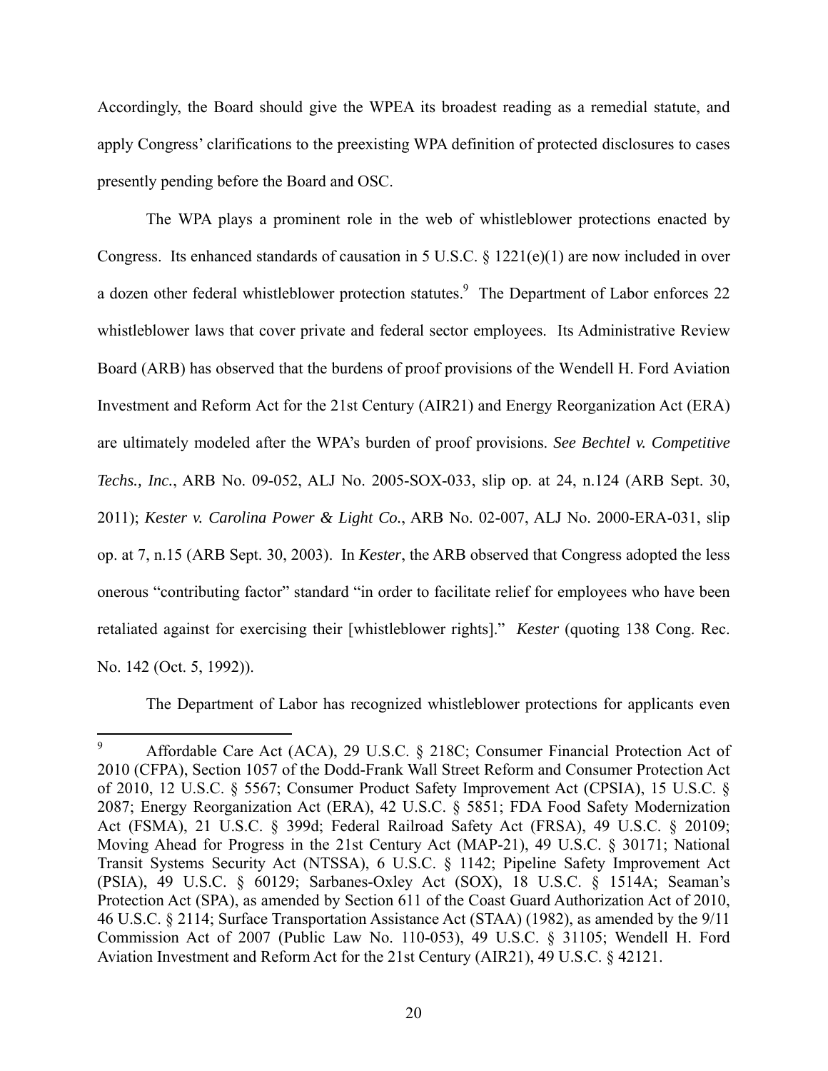Accordingly, the Board should give the WPEA its broadest reading as a remedial statute, and apply Congress' clarifications to the preexisting WPA definition of protected disclosures to cases presently pending before the Board and OSC.

The WPA plays a prominent role in the web of whistleblower protections enacted by Congress. Its enhanced standards of causation in 5 U.S.C. § 1221(e)(1) are now included in over a dozen other federal whistleblower protection statutes.[9] The Department of Labor enforces 22 whistleblower laws that cover private and federal sector employees. Its Administrative Review Board (ARB) has observed that the burdens of proof provisions of the Wendell H. Ford Aviation Investment and Reform Act for the 21st Century (AIR21) and Energy Reorganization Act (ERA) are ultimately modeled after the WPA's burden of proof provisions. *See Bechtel v. Competitive Techs., Inc.*, ARB No. 09-052, ALJ No. 2005-SOX-033, slip op. at 24, n.124 (ARB Sept. 30, 2011); *Kester v. Carolina Power & Light Co.*, ARB No. 02-007, ALJ No. 2000-ERA-031, slip op. at 7, n.15 (ARB Sept. 30, 2003). In *Kester*, the ARB observed that Congress adopted the less onerous "contributing factor" standard "in order to facilitate relief for employees who have been retaliated against for exercising their [whistleblower rights]." *Kester* (quoting 138 Cong. Rec. No. 142 (Oct. 5, 1992)).

The Department of Labor has recognized whistleblower protections for applicants even

---

[9] Affordable Care Act (ACA), 29 U.S.C. § 218C; Consumer Financial Protection Act of 2010 (CFPA), Section 1057 of the Dodd-Frank Wall Street Reform and Consumer Protection Act of 2010, 12 U.S.C. § 5567; Consumer Product Safety Improvement Act (CPSIA), 15 U.S.C. § 2087; Energy Reorganization Act (ERA), 42 U.S.C. § 5851; FDA Food Safety Modernization Act (FSMA), 21 U.S.C. § 399d; Federal Railroad Safety Act (FRSA), 49 U.S.C. § 20109; Moving Ahead for Progress in the 21st Century Act (MAP-21), 49 U.S.C. § 30171; National Transit Systems Security Act (NTSSA), 6 U.S.C. § 1142; Pipeline Safety Improvement Act (PSIA), 49 U.S.C. § 60129; Sarbanes-Oxley Act (SOX), 18 U.S.C. § 1514A; Seaman's Protection Act (SPA), as amended by Section 611 of the Coast Guard Authorization Act of 2010, 46 U.S.C. § 2114; Surface Transportation Assistance Act (STAA) (1982), as amended by the 9/11 Commission Act of 2007 (Public Law No. 110-053), 49 U.S.C. § 31105; Wendell H. Ford Aviation Investment and Reform Act for the 21st Century (AIR21), 49 U.S.C. § 42121.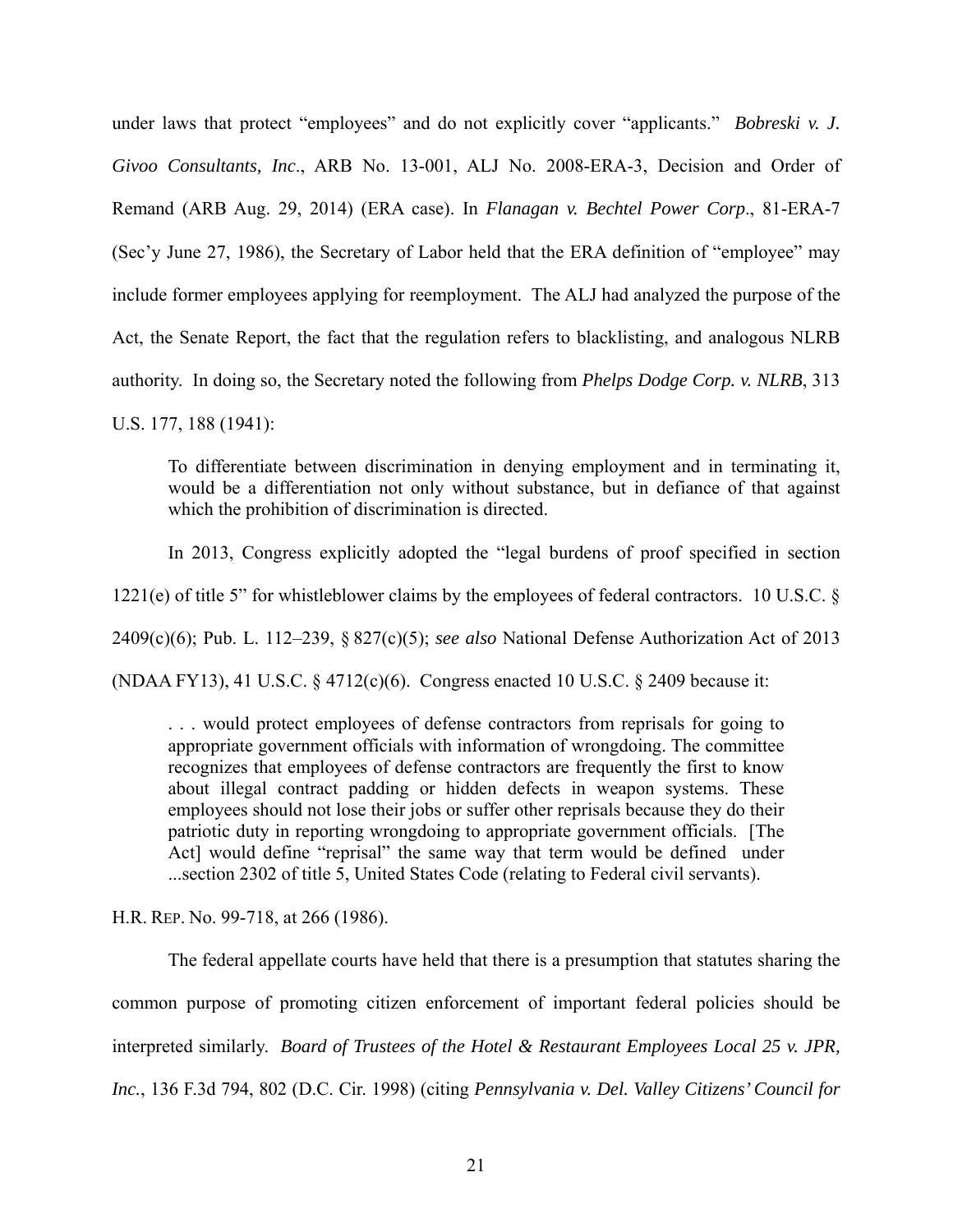under laws that protect "employees" and do not explicitly cover "applicants." *Bobreski v. J. Givoo Consultants, Inc*., ARB No. 13-001, ALJ No. 2008-ERA-3, Decision and Order of Remand (ARB Aug. 29, 2014) (ERA case). In *Flanagan v. Bechtel Power Corp*., 81-ERA-7 (Sec'y June 27, 1986), the Secretary of Labor held that the ERA definition of "employee" may include former employees applying for reemployment. The ALJ had analyzed the purpose of the Act, the Senate Report, the fact that the regulation refers to blacklisting, and analogous NLRB authority. In doing so, the Secretary noted the following from *Phelps Dodge Corp. v. NLRB*, 313 U.S. 177, 188 (1941):

> To differentiate between discrimination in denying employment and in terminating it, would be a differentiation not only without substance, but in defiance of that against which the prohibition of discrimination is directed.

In 2013, Congress explicitly adopted the "legal burdens of proof specified in section 1221(e) of title 5" for whistleblower claims by the employees of federal contractors. 10 U.S.C. § 2409(c)(6); Pub. L. 112–239, § 827(c)(5); *see also* National Defense Authorization Act of 2013 (NDAA FY13), 41 U.S.C. § 4712(c)(6). Congress enacted 10 U.S.C. § 2409 because it:

> . . . would protect employees of defense contractors from reprisals for going to appropriate government officials with information of wrongdoing. The committee recognizes that employees of defense contractors are frequently the first to know about illegal contract padding or hidden defects in weapon systems. These employees should not lose their jobs or suffer other reprisals because they do their patriotic duty in reporting wrongdoing to appropriate government officials. [The Act] would define "reprisal" the same way that term would be defined under ...section 2302 of title 5, United States Code (relating to Federal civil servants).

H.R. REP. No. 99-718, at 266 (1986).

The federal appellate courts have held that there is a presumption that statutes sharing the common purpose of promoting citizen enforcement of important federal policies should be interpreted similarly. *Board of Trustees of the Hotel & Restaurant Employees Local 25 v. JPR, Inc.*, 136 F.3d 794, 802 (D.C. Cir. 1998) (citing *Pennsylvania v. Del. Valley Citizens' Council for*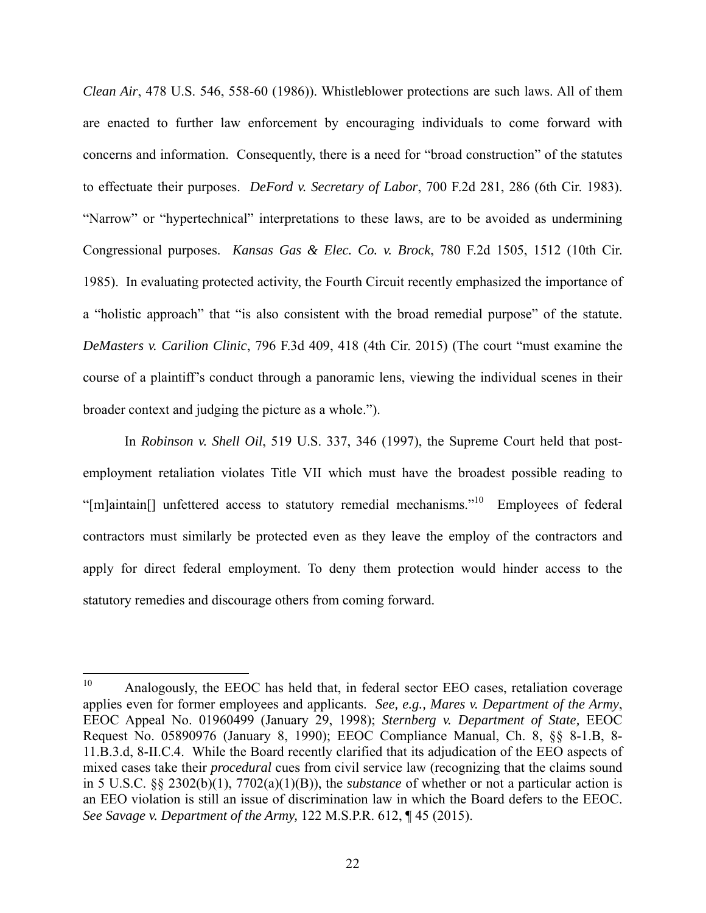*Clean Air*, 478 U.S. 546, 558-60 (1986)). Whistleblower protections are such laws. All of them are enacted to further law enforcement by encouraging individuals to come forward with concerns and information. Consequently, there is a need for "broad construction" of the statutes to effectuate their purposes. *DeFord v. Secretary of Labor*, 700 F.2d 281, 286 (6th Cir. 1983). "Narrow" or "hypertechnical" interpretations to these laws, are to be avoided as undermining Congressional purposes. *Kansas Gas & Elec. Co. v. Brock*, 780 F.2d 1505, 1512 (10th Cir. 1985). In evaluating protected activity, the Fourth Circuit recently emphasized the importance of a "holistic approach" that "is also consistent with the broad remedial purpose" of the statute. *DeMasters v. Carilion Clinic*, 796 F.3d 409, 418 (4th Cir. 2015) (The court "must examine the course of a plaintiff's conduct through a panoramic lens, viewing the individual scenes in their broader context and judging the picture as a whole.").

In *Robinson v. Shell Oil*, 519 U.S. 337, 346 (1997), the Supreme Court held that post-employment retaliation violates Title VII which must have the broadest possible reading to "[m]aintain[] unfettered access to statutory remedial mechanisms."[10] Employees of federal contractors must similarly be protected even as they leave the employ of the contractors and apply for direct federal employment. To deny them protection would hinder access to the statutory remedies and discourage others from coming forward.

---

[10] Analogously, the EEOC has held that, in federal sector EEO cases, retaliation coverage applies even for former employees and applicants. *See, e.g., Mares v. Department of the Army*, EEOC Appeal No. 01960499 (January 29, 1998); *Sternberg v. Department of State*, EEOC Request No. 05890976 (January 8, 1990); EEOC Compliance Manual, Ch. 8, §§ 8-1.B, 8-11.B.3.d, 8-II.C.4. While the Board recently clarified that its adjudication of the EEO aspects of mixed cases take their *procedural* cues from civil service law (recognizing that the claims sound in 5 U.S.C. §§ 2302(b)(1), 7702(a)(1)(B)), the *substance* of whether or not a particular action is an EEO violation is still an issue of discrimination law in which the Board defers to the EEOC. *See Savage v. Department of the Army,* 122 M.S.P.R. 612, ¶ 45 (2015).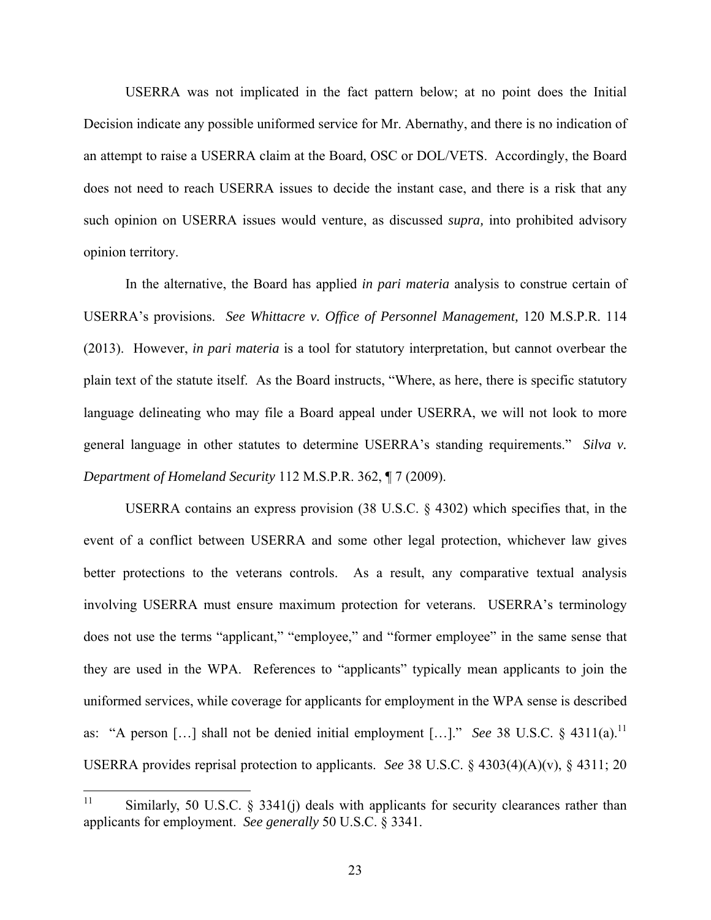USERRA was not implicated in the fact pattern below; at no point does the Initial Decision indicate any possible uniformed service for Mr. Abernathy, and there is no indication of an attempt to raise a USERRA claim at the Board, OSC or DOL/VETS. Accordingly, the Board does not need to reach USERRA issues to decide the instant case, and there is a risk that any such opinion on USERRA issues would venture, as discussed *supra,* into prohibited advisory opinion territory.

In the alternative, the Board has applied *in pari materia* analysis to construe certain of USERRA's provisions. *See Whittacre v. Office of Personnel Management,* 120 M.S.P.R. 114 (2013). However, *in pari materia* is a tool for statutory interpretation, but cannot overbear the plain text of the statute itself. As the Board instructs, "Where, as here, there is specific statutory language delineating who may file a Board appeal under USERRA, we will not look to more general language in other statutes to determine USERRA's standing requirements." *Silva v. Department of Homeland Security* 112 M.S.P.R. 362, ¶ 7 (2009).

USERRA contains an express provision (38 U.S.C. § 4302) which specifies that, in the event of a conflict between USERRA and some other legal protection, whichever law gives better protections to the veterans controls. As a result, any comparative textual analysis involving USERRA must ensure maximum protection for veterans. USERRA's terminology does not use the terms "applicant," "employee," and "former employee" in the same sense that they are used in the WPA. References to "applicants" typically mean applicants to join the uniformed services, while coverage for applicants for employment in the WPA sense is described as: "A person […] shall not be denied initial employment […]." *See* 38 U.S.C. § 4311(a).[11] USERRA provides reprisal protection to applicants. *See* 38 U.S.C. § 4303(4)(A)(v), § 4311; 20

---

[11] Similarly, 50 U.S.C. § 3341(j) deals with applicants for security clearances rather than applicants for employment. *See generally* 50 U.S.C. § 3341.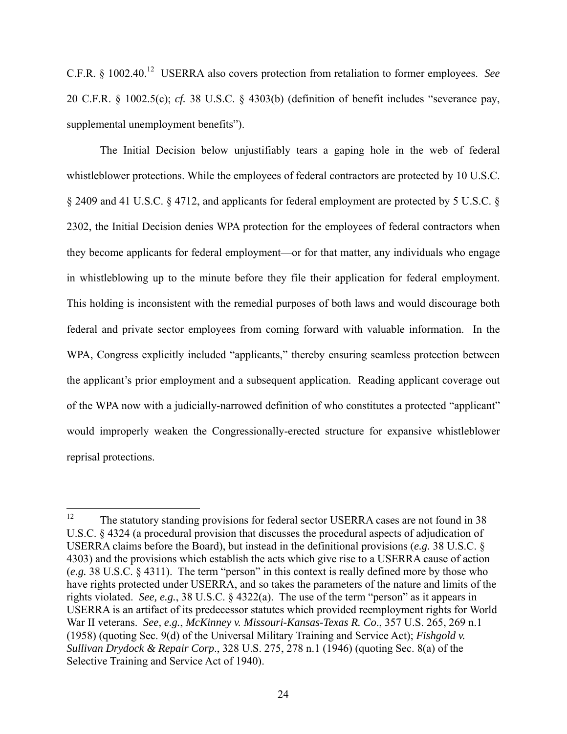C.F.R. § 1002.40.[12] USERRA also covers protection from retaliation to former employees. *See* 20 C.F.R. § 1002.5(c); *cf.* 38 U.S.C. § 4303(b) (definition of benefit includes "severance pay, supplemental unemployment benefits").

The Initial Decision below unjustifiably tears a gaping hole in the web of federal whistleblower protections. While the employees of federal contractors are protected by 10 U.S.C. § 2409 and 41 U.S.C. § 4712, and applicants for federal employment are protected by 5 U.S.C. § 2302, the Initial Decision denies WPA protection for the employees of federal contractors when they become applicants for federal employment—or for that matter, any individuals who engage in whistleblowing up to the minute before they file their application for federal employment. This holding is inconsistent with the remedial purposes of both laws and would discourage both federal and private sector employees from coming forward with valuable information. In the WPA, Congress explicitly included "applicants," thereby ensuring seamless protection between the applicant's prior employment and a subsequent application. Reading applicant coverage out of the WPA now with a judicially-narrowed definition of who constitutes a protected "applicant" would improperly weaken the Congressionally-erected structure for expansive whistleblower reprisal protections.

---

[12] The statutory standing provisions for federal sector USERRA cases are not found in 38 U.S.C. § 4324 (a procedural provision that discusses the procedural aspects of adjudication of USERRA claims before the Board), but instead in the definitional provisions (*e.g.* 38 U.S.C. § 4303) and the provisions which establish the acts which give rise to a USERRA cause of action (*e.g.* 38 U.S.C. § 4311). The term "person" in this context is really defined more by those who have rights protected under USERRA, and so takes the parameters of the nature and limits of the rights violated. *See, e.g.*, 38 U.S.C. § 4322(a). The use of the term "person" as it appears in USERRA is an artifact of its predecessor statutes which provided reemployment rights for World War II veterans. *See, e.g.*, *McKinney v. Missouri-Kansas-Texas R. Co*., 357 U.S. 265, 269 n.1 (1958) (quoting Sec. 9(d) of the Universal Military Training and Service Act); *Fishgold v. Sullivan Drydock & Repair Corp*., 328 U.S. 275, 278 n.1 (1946) (quoting Sec. 8(a) of the Selective Training and Service Act of 1940).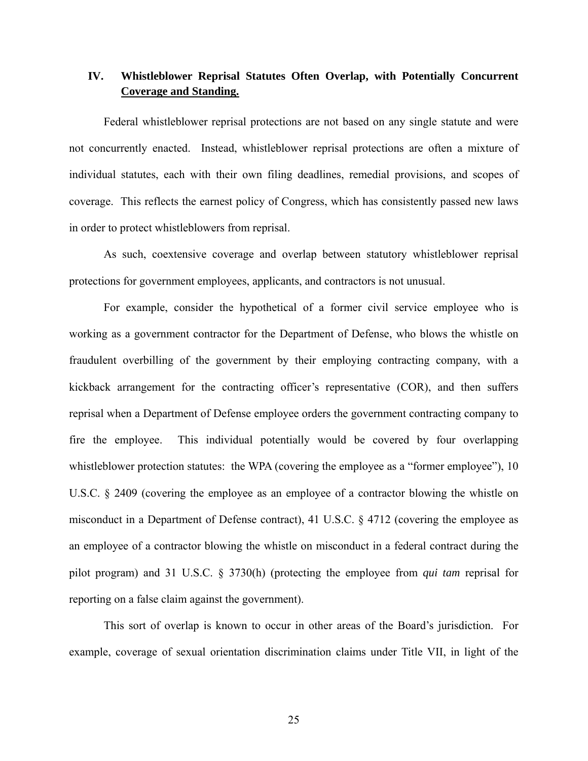## IV. Whistleblower Reprisal Statutes Often Overlap, with Potentially Concurrent Coverage and Standing.

Federal whistleblower reprisal protections are not based on any single statute and were not concurrently enacted. Instead, whistleblower reprisal protections are often a mixture of individual statutes, each with their own filing deadlines, remedial provisions, and scopes of coverage. This reflects the earnest policy of Congress, which has consistently passed new laws in order to protect whistleblowers from reprisal.

As such, coextensive coverage and overlap between statutory whistleblower reprisal protections for government employees, applicants, and contractors is not unusual.

For example, consider the hypothetical of a former civil service employee who is working as a government contractor for the Department of Defense, who blows the whistle on fraudulent overbilling of the government by their employing contracting company, with a kickback arrangement for the contracting officer's representative (COR), and then suffers reprisal when a Department of Defense employee orders the government contracting company to fire the employee. This individual potentially would be covered by four overlapping whistleblower protection statutes: the WPA (covering the employee as a "former employee"), 10 U.S.C. § 2409 (covering the employee as an employee of a contractor blowing the whistle on misconduct in a Department of Defense contract), 41 U.S.C. § 4712 (covering the employee as an employee of a contractor blowing the whistle on misconduct in a federal contract during the pilot program) and 31 U.S.C. § 3730(h) (protecting the employee from *qui tam* reprisal for reporting on a false claim against the government).

This sort of overlap is known to occur in other areas of the Board's jurisdiction. For example, coverage of sexual orientation discrimination claims under Title VII, in light of the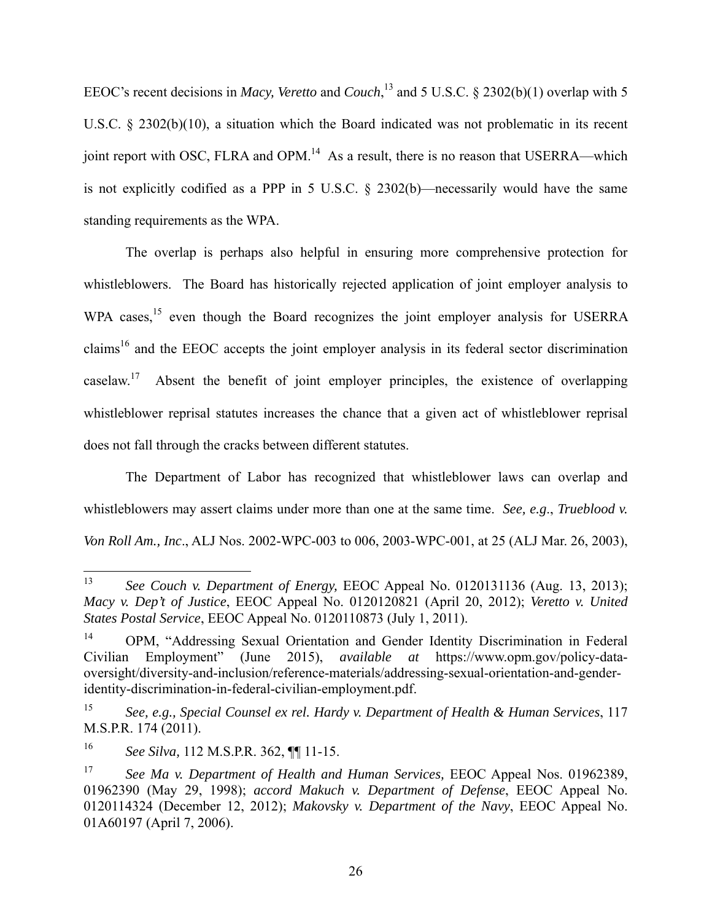EEOC's recent decisions in *Macy, Veretto* and *Couch*,[13] and 5 U.S.C. § 2302(b)(1) overlap with 5 U.S.C. § 2302(b)(10), a situation which the Board indicated was not problematic in its recent joint report with OSC, FLRA and OPM.[14] As a result, there is no reason that USERRA—which is not explicitly codified as a PPP in 5 U.S.C. § 2302(b)—necessarily would have the same standing requirements as the WPA.

The overlap is perhaps also helpful in ensuring more comprehensive protection for whistleblowers. The Board has historically rejected application of joint employer analysis to WPA cases,[15] even though the Board recognizes the joint employer analysis for USERRA claims[16] and the EEOC accepts the joint employer analysis in its federal sector discrimination caselaw.[17] Absent the benefit of joint employer principles, the existence of overlapping whistleblower reprisal statutes increases the chance that a given act of whistleblower reprisal does not fall through the cracks between different statutes.

The Department of Labor has recognized that whistleblower laws can overlap and whistleblowers may assert claims under more than one at the same time. *See, e.g.*, *Trueblood v. Von Roll Am., Inc*., ALJ Nos. 2002-WPC-003 to 006, 2003-WPC-001, at 25 (ALJ Mar. 26, 2003),

---

[13] *See Couch v. Department of Energy,* EEOC Appeal No. 0120131136 (Aug. 13, 2013); *Macy v. Dep't of Justice*, EEOC Appeal No. 0120120821 (April 20, 2012); *Veretto v. United States Postal Service*, EEOC Appeal No. 0120110873 (July 1, 2011).

[14] OPM, "Addressing Sexual Orientation and Gender Identity Discrimination in Federal Civilian Employment" (June 2015), *available at* https://www.opm.gov/policy-data-oversight/diversity-and-inclusion/reference-materials/addressing-sexual-orientation-and-gender-identity-discrimination-in-federal-civilian-employment.pdf.

[15] *See, e.g., Special Counsel ex rel. Hardy v. Department of Health & Human Services*, 117 M.S.P.R. 174 (2011).

[16] *See Silva,* 112 M.S.P.R. 362, ¶¶ 11-15.

[17] *See Ma v. Department of Health and Human Services,* EEOC Appeal Nos. 01962389, 01962390 (May 29, 1998); *accord Makuch v. Department of Defense*, EEOC Appeal No. 0120114324 (December 12, 2012); *Makovsky v. Department of the Navy*, EEOC Appeal No. 01A60197 (April 7, 2006).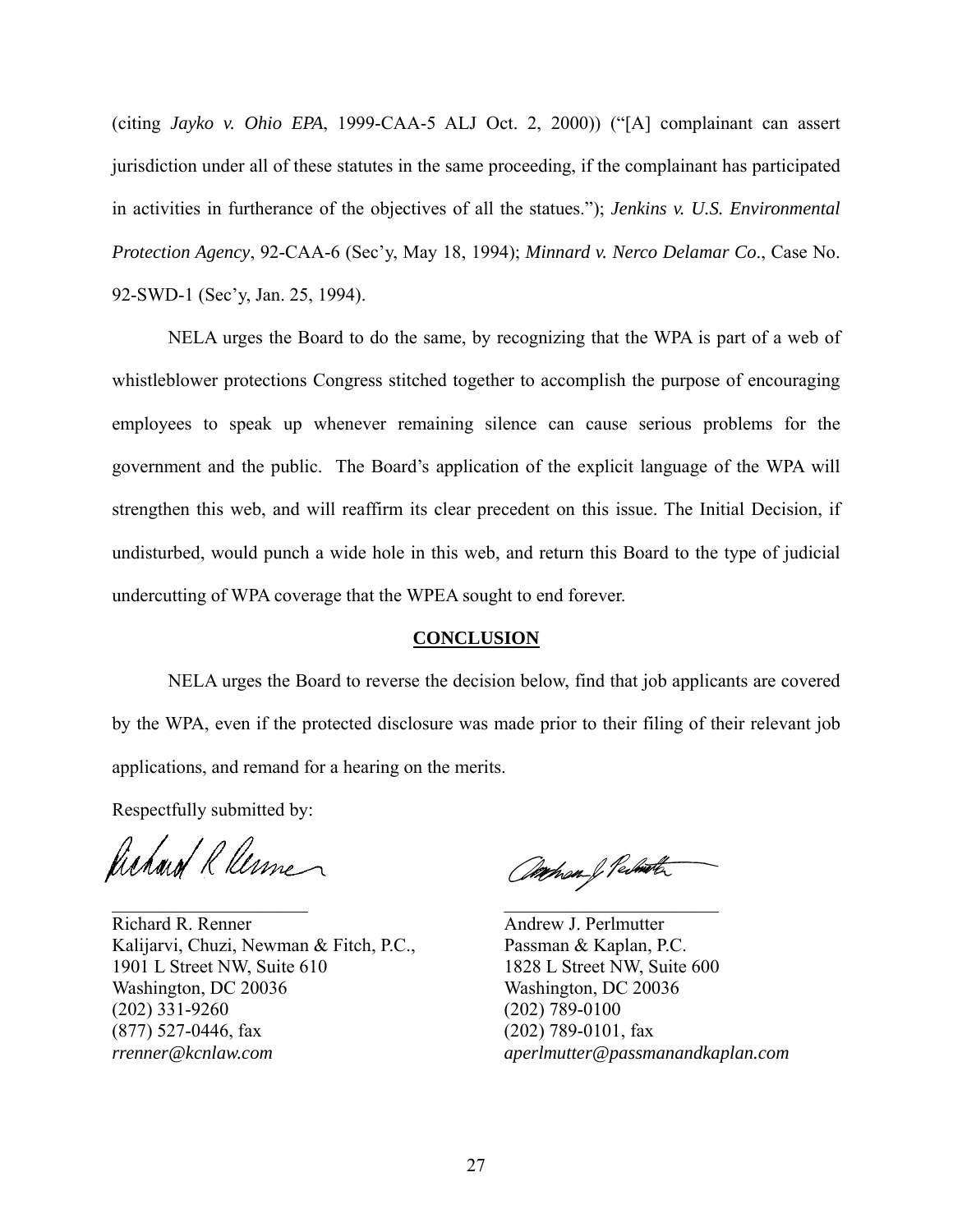(citing *Jayko v. Ohio EPA*, 1999-CAA-5 ALJ Oct. 2, 2000)) ("[A] complainant can assert jurisdiction under all of these statutes in the same proceeding, if the complainant has participated in activities in furtherance of the objectives of all the statues."); *Jenkins v. U.S. Environmental Protection Agency*, 92-CAA-6 (Sec'y, May 18, 1994); *Minnard v. Nerco Delamar Co*., Case No. 92-SWD-1 (Sec'y, Jan. 25, 1994).

NELA urges the Board to do the same, by recognizing that the WPA is part of a web of whistleblower protections Congress stitched together to accomplish the purpose of encouraging employees to speak up whenever remaining silence can cause serious problems for the government and the public. The Board's application of the explicit language of the WPA will strengthen this web, and will reaffirm its clear precedent on this issue. The Initial Decision, if undisturbed, would punch a wide hole in this web, and return this Board to the type of judicial undercutting of WPA coverage that the WPEA sought to end forever.

## CONCLUSION

NELA urges the Board to reverse the decision below, find that job applicants are covered by the WPA, even if the protected disclosure was made prior to their filing of their relevant job applications, and remand for a hearing on the merits.

Respectfully submitted by:

Richard R. Renner
Kalijarvi, Chuzi, Newman & Fitch, P.C.,
1901 L Street NW, Suite 610
Washington, DC 20036
(202) 331-9260
(877) 527-0446, fax
*rrenner@kcnlaw.com*

Andrew J. Perlmutter
Passman & Kaplan, P.C.
1828 L Street NW, Suite 600
Washington, DC 20036
(202) 789-0100
(202) 789-0101, fax
*aperlmutter@passmanandkaplan.com*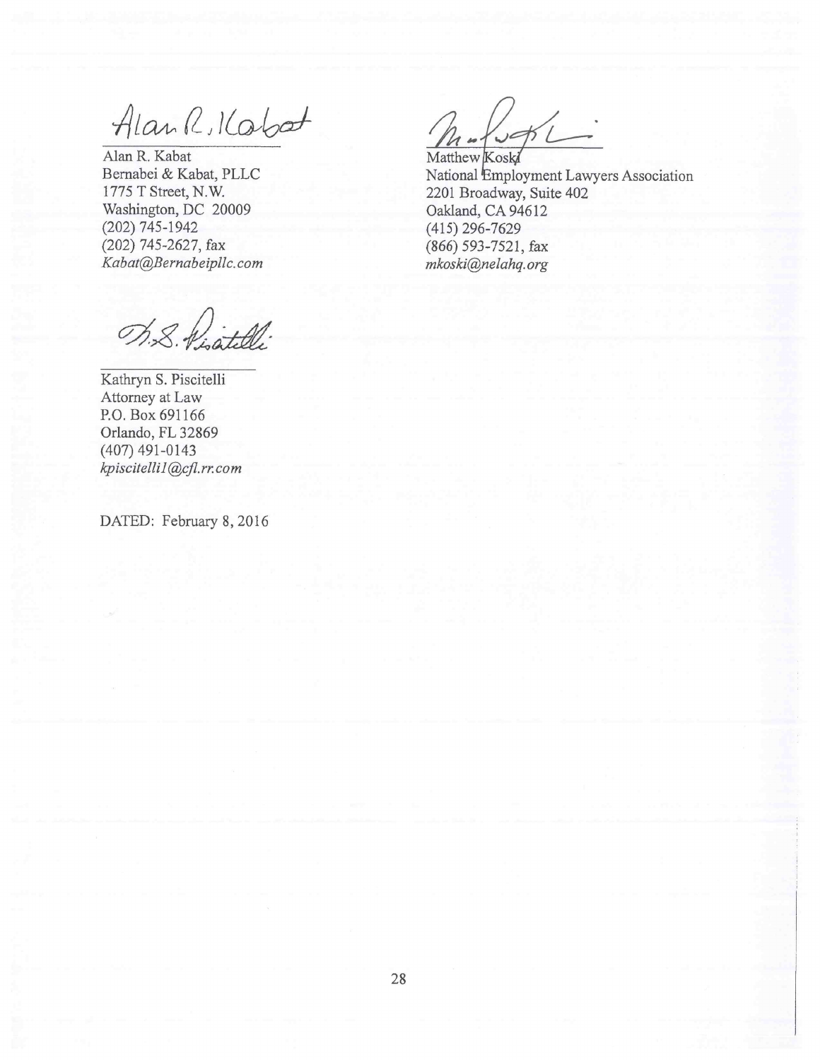Alan R. Kabat
Bernabei & Kabat, PLLC
1775 T Street, N.W.
Washington, DC 20009
(202) 745-1942
(202) 745-2627, fax
*Kabat@Bernabeipllc.com*

Matthew Koski
National Employment Lawyers Association
2201 Broadway, Suite 402
Oakland, CA 94612
(415) 296-7629
(866) 593-7521, fax
*mkoski@nelahq.org*

Kathryn S. Piscitelli
Attorney at Law
P.O. Box 691166
Orlando, FL 32869
(407) 491-0143
*kpiscitelli1@cfl.rr.com*

DATED: February 8, 2016